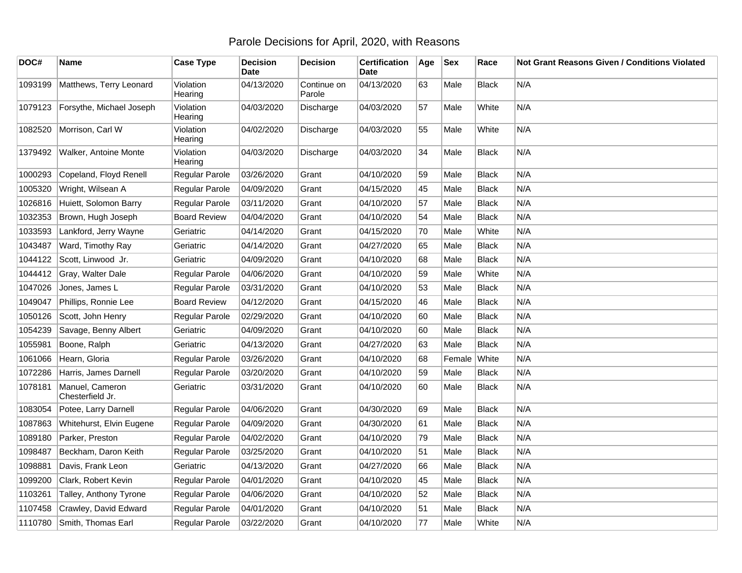# Parole Decisions for April, 2020, with Reasons

| DOC# | Name | Case Type | Decision Date | Decision | Certification Date | Age | Sex | Race | Not Grant Reasons Given / Conditions Violated |
|---|---|---|---|---|---|---|---|---|---|
| 1093199 | Matthews, Terry Leonard | Violation Hearing | 04/13/2020 | Continue on Parole | 04/13/2020 | 63 | Male | Black | N/A |
| 1079123 | Forsythe, Michael Joseph | Violation Hearing | 04/03/2020 | Discharge | 04/03/2020 | 57 | Male | White | N/A |
| 1082520 | Morrison, Carl W | Violation Hearing | 04/02/2020 | Discharge | 04/03/2020 | 55 | Male | White | N/A |
| 1379492 | Walker, Antoine Monte | Violation Hearing | 04/03/2020 | Discharge | 04/03/2020 | 34 | Male | Black | N/A |
| 1000293 | Copeland, Floyd Renell | Regular Parole | 03/26/2020 | Grant | 04/10/2020 | 59 | Male | Black | N/A |
| 1005320 | Wright, Wilsean A | Regular Parole | 04/09/2020 | Grant | 04/15/2020 | 45 | Male | Black | N/A |
| 1026816 | Huiett, Solomon Barry | Regular Parole | 03/11/2020 | Grant | 04/10/2020 | 57 | Male | Black | N/A |
| 1032353 | Brown, Hugh Joseph | Board Review | 04/04/2020 | Grant | 04/10/2020 | 54 | Male | Black | N/A |
| 1033593 | Lankford, Jerry Wayne | Geriatric | 04/14/2020 | Grant | 04/15/2020 | 70 | Male | White | N/A |
| 1043487 | Ward, Timothy Ray | Geriatric | 04/14/2020 | Grant | 04/27/2020 | 65 | Male | Black | N/A |
| 1044122 | Scott, Linwood Jr. | Geriatric | 04/09/2020 | Grant | 04/10/2020 | 68 | Male | Black | N/A |
| 1044412 | Gray, Walter Dale | Regular Parole | 04/06/2020 | Grant | 04/10/2020 | 59 | Male | White | N/A |
| 1047026 | Jones, James L | Regular Parole | 03/31/2020 | Grant | 04/10/2020 | 53 | Male | Black | N/A |
| 1049047 | Phillips, Ronnie Lee | Board Review | 04/12/2020 | Grant | 04/15/2020 | 46 | Male | Black | N/A |
| 1050126 | Scott, John Henry | Regular Parole | 02/29/2020 | Grant | 04/10/2020 | 60 | Male | Black | N/A |
| 1054239 | Savage, Benny Albert | Geriatric | 04/09/2020 | Grant | 04/10/2020 | 60 | Male | Black | N/A |
| 1055981 | Boone, Ralph | Geriatric | 04/13/2020 | Grant | 04/27/2020 | 63 | Male | Black | N/A |
| 1061066 | Hearn, Gloria | Regular Parole | 03/26/2020 | Grant | 04/10/2020 | 68 | Female | White | N/A |
| 1072286 | Harris, James Darnell | Regular Parole | 03/20/2020 | Grant | 04/10/2020 | 59 | Male | Black | N/A |
| 1078181 | Manuel, Cameron Chesterfield Jr. | Geriatric | 03/31/2020 | Grant | 04/10/2020 | 60 | Male | Black | N/A |
| 1083054 | Potee, Larry Darnell | Regular Parole | 04/06/2020 | Grant | 04/30/2020 | 69 | Male | Black | N/A |
| 1087863 | Whitehurst, Elvin Eugene | Regular Parole | 04/09/2020 | Grant | 04/30/2020 | 61 | Male | Black | N/A |
| 1089180 | Parker, Preston | Regular Parole | 04/02/2020 | Grant | 04/10/2020 | 79 | Male | Black | N/A |
| 1098487 | Beckham, Daron Keith | Regular Parole | 03/25/2020 | Grant | 04/10/2020 | 51 | Male | Black | N/A |
| 1098881 | Davis, Frank Leon | Geriatric | 04/13/2020 | Grant | 04/27/2020 | 66 | Male | Black | N/A |
| 1099200 | Clark, Robert Kevin | Regular Parole | 04/01/2020 | Grant | 04/10/2020 | 45 | Male | Black | N/A |
| 1103261 | Talley, Anthony Tyrone | Regular Parole | 04/06/2020 | Grant | 04/10/2020 | 52 | Male | Black | N/A |
| 1107458 | Crawley, David Edward | Regular Parole | 04/01/2020 | Grant | 04/10/2020 | 51 | Male | Black | N/A |
| 1110780 | Smith, Thomas Earl | Regular Parole | 03/22/2020 | Grant | 04/10/2020 | 77 | Male | White | N/A |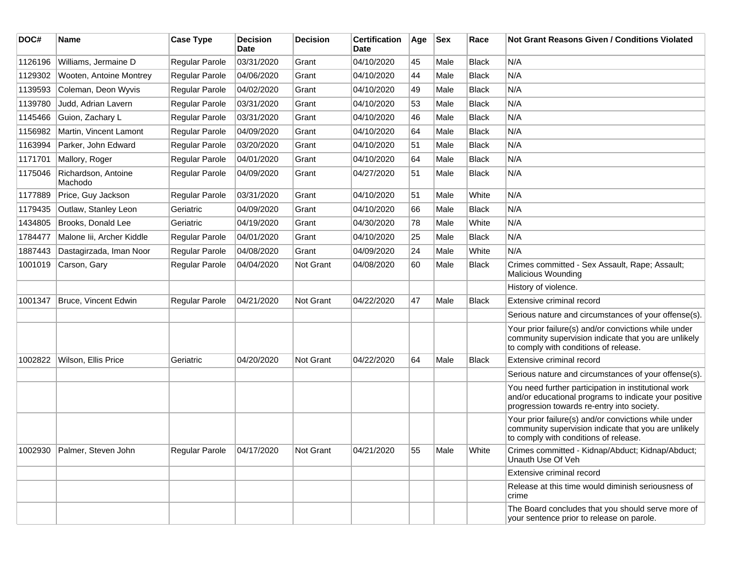| DOC# | Name | Case Type | Decision Date | Decision | Certification Date | Age | Sex | Race | Not Grant Reasons Given / Conditions Violated |
|---|---|---|---|---|---|---|---|---|---|
| 1126196 | Williams, Jermaine D | Regular Parole | 03/31/2020 | Grant | 04/10/2020 | 45 | Male | Black | N/A |
| 1129302 | Wooten, Antoine Montrey | Regular Parole | 04/06/2020 | Grant | 04/10/2020 | 44 | Male | Black | N/A |
| 1139593 | Coleman, Deon Wyvis | Regular Parole | 04/02/2020 | Grant | 04/10/2020 | 49 | Male | Black | N/A |
| 1139780 | Judd, Adrian Lavern | Regular Parole | 03/31/2020 | Grant | 04/10/2020 | 53 | Male | Black | N/A |
| 1145466 | Guion, Zachary L | Regular Parole | 03/31/2020 | Grant | 04/10/2020 | 46 | Male | Black | N/A |
| 1156982 | Martin, Vincent Lamont | Regular Parole | 04/09/2020 | Grant | 04/10/2020 | 64 | Male | Black | N/A |
| 1163994 | Parker, John Edward | Regular Parole | 03/20/2020 | Grant | 04/10/2020 | 51 | Male | Black | N/A |
| 1171701 | Mallory, Roger | Regular Parole | 04/01/2020 | Grant | 04/10/2020 | 64 | Male | Black | N/A |
| 1175046 | Richardson, Antoine Machodo | Regular Parole | 04/09/2020 | Grant | 04/27/2020 | 51 | Male | Black | N/A |
| 1177889 | Price, Guy Jackson | Regular Parole | 03/31/2020 | Grant | 04/10/2020 | 51 | Male | White | N/A |
| 1179435 | Outlaw, Stanley Leon | Geriatric | 04/09/2020 | Grant | 04/10/2020 | 66 | Male | Black | N/A |
| 1434805 | Brooks, Donald Lee | Geriatric | 04/19/2020 | Grant | 04/30/2020 | 78 | Male | White | N/A |
| 1784477 | Malone Iii, Archer Kiddle | Regular Parole | 04/01/2020 | Grant | 04/10/2020 | 25 | Male | Black | N/A |
| 1887443 | Dastagirzada, Iman Noor | Regular Parole | 04/08/2020 | Grant | 04/09/2020 | 24 | Male | White | N/A |
| 1001019 | Carson, Gary | Regular Parole | 04/04/2020 | Not Grant | 04/08/2020 | 60 | Male | Black | Crimes committed - Sex Assault, Rape; Assault; Malicious Wounding |
| | | | | | | | | | History of violence. |
| 1001347 | Bruce, Vincent Edwin | Regular Parole | 04/21/2020 | Not Grant | 04/22/2020 | 47 | Male | Black | Extensive criminal record |
| | | | | | | | | | Serious nature and circumstances of your offense(s). |
| | | | | | | | | | Your prior failure(s) and/or convictions while under community supervision indicate that you are unlikely to comply with conditions of release. |
| 1002822 | Wilson, Ellis Price | Geriatric | 04/20/2020 | Not Grant | 04/22/2020 | 64 | Male | Black | Extensive criminal record |
| | | | | | | | | | Serious nature and circumstances of your offense(s). |
| | | | | | | | | | You need further participation in institutional work and/or educational programs to indicate your positive progression towards re-entry into society. |
| | | | | | | | | | Your prior failure(s) and/or convictions while under community supervision indicate that you are unlikely to comply with conditions of release. |
| 1002930 | Palmer, Steven John | Regular Parole | 04/17/2020 | Not Grant | 04/21/2020 | 55 | Male | White | Crimes committed - Kidnap/Abduct; Kidnap/Abduct; Unauth Use Of Veh |
| | | | | | | | | | Extensive criminal record |
| | | | | | | | | | Release at this time would diminish seriousness of crime |
| | | | | | | | | | The Board concludes that you should serve more of your sentence prior to release on parole. |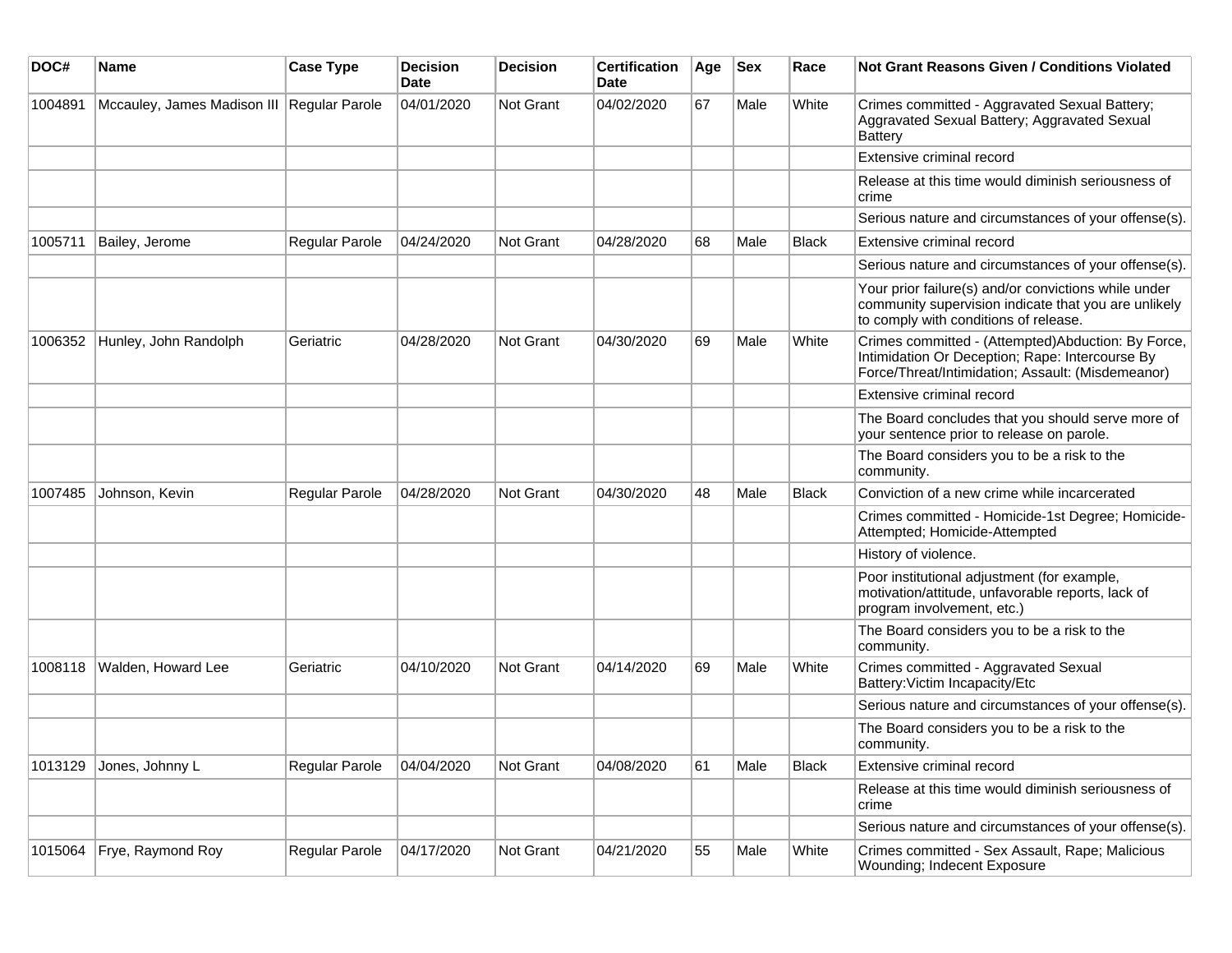| DOC# | Name | Case Type | Decision Date | Decision | Certification Date | Age | Sex | Race | Not Grant Reasons Given / Conditions Violated |
|---|---|---|---|---|---|---|---|---|---|
| 1004891 | Mccauley, James Madison III | Regular Parole | 04/01/2020 | Not Grant | 04/02/2020 | 67 | Male | White | Crimes committed - Aggravated Sexual Battery; Aggravated Sexual Battery; Aggravated Sexual Battery |
| | | | | | | | | | Extensive criminal record |
| | | | | | | | | | Release at this time would diminish seriousness of crime |
| | | | | | | | | | Serious nature and circumstances of your offense(s). |
| 1005711 | Bailey, Jerome | Regular Parole | 04/24/2020 | Not Grant | 04/28/2020 | 68 | Male | Black | Extensive criminal record |
| | | | | | | | | | Serious nature and circumstances of your offense(s). |
| | | | | | | | | | Your prior failure(s) and/or convictions while under community supervision indicate that you are unlikely to comply with conditions of release. |
| 1006352 | Hunley, John Randolph | Geriatric | 04/28/2020 | Not Grant | 04/30/2020 | 69 | Male | White | Crimes committed - (Attempted)Abduction: By Force, Intimidation Or Deception; Rape: Intercourse By Force/Threat/Intimidation; Assault: (Misdemeanor) |
| | | | | | | | | | Extensive criminal record |
| | | | | | | | | | The Board concludes that you should serve more of your sentence prior to release on parole. |
| | | | | | | | | | The Board considers you to be a risk to the community. |
| 1007485 | Johnson, Kevin | Regular Parole | 04/28/2020 | Not Grant | 04/30/2020 | 48 | Male | Black | Conviction of a new crime while incarcerated |
| | | | | | | | | | Crimes committed - Homicide-1st Degree; Homicide-Attempted; Homicide-Attempted |
| | | | | | | | | | History of violence. |
| | | | | | | | | | Poor institutional adjustment (for example, motivation/attitude, unfavorable reports, lack of program involvement, etc.) |
| | | | | | | | | | The Board considers you to be a risk to the community. |
| 1008118 | Walden, Howard Lee | Geriatric | 04/10/2020 | Not Grant | 04/14/2020 | 69 | Male | White | Crimes committed - Aggravated Sexual Battery:Victim Incapacity/Etc |
| | | | | | | | | | Serious nature and circumstances of your offense(s). |
| | | | | | | | | | The Board considers you to be a risk to the community. |
| 1013129 | Jones, Johnny L | Regular Parole | 04/04/2020 | Not Grant | 04/08/2020 | 61 | Male | Black | Extensive criminal record |
| | | | | | | | | | Release at this time would diminish seriousness of crime |
| | | | | | | | | | Serious nature and circumstances of your offense(s). |
| 1015064 | Frye, Raymond Roy | Regular Parole | 04/17/2020 | Not Grant | 04/21/2020 | 55 | Male | White | Crimes committed - Sex Assault, Rape; Malicious Wounding; Indecent Exposure |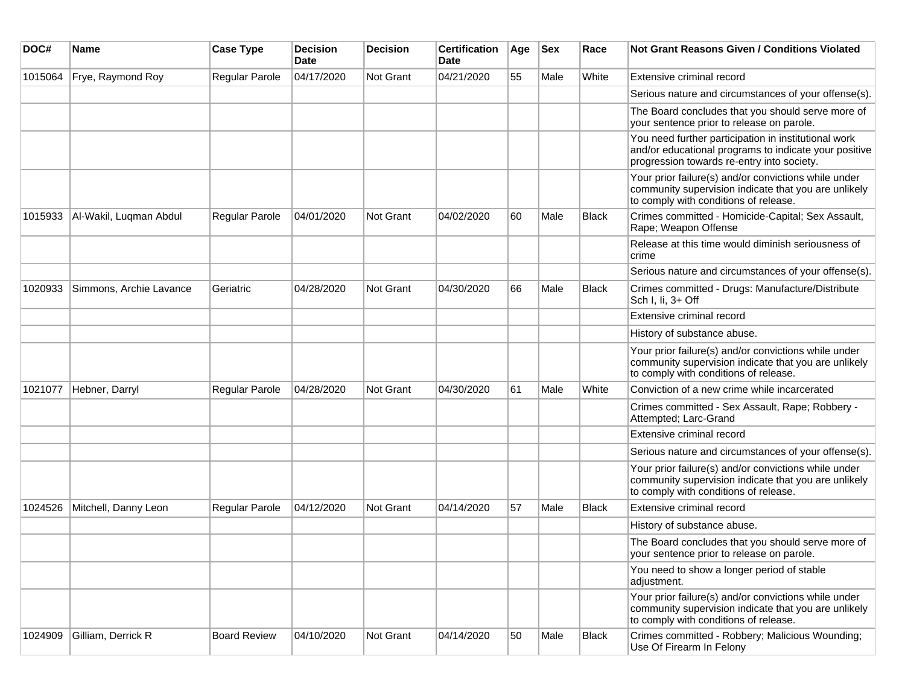| DOC# | Name | Case Type | Decision Date | Decision | Certification Date | Age | Sex | Race | Not Grant Reasons Given / Conditions Violated |
|---|---|---|---|---|---|---|---|---|---|
| 1015064 | Frye, Raymond Roy | Regular Parole | 04/17/2020 | Not Grant | 04/21/2020 | 55 | Male | White | Extensive criminal record |
| | | | | | | | | | Serious nature and circumstances of your offense(s). |
| | | | | | | | | | The Board concludes that you should serve more of your sentence prior to release on parole. |
| | | | | | | | | | You need further participation in institutional work and/or educational programs to indicate your positive progression towards re-entry into society. |
| | | | | | | | | | Your prior failure(s) and/or convictions while under community supervision indicate that you are unlikely to comply with conditions of release. |
| 1015933 | Al-Wakil, Luqman Abdul | Regular Parole | 04/01/2020 | Not Grant | 04/02/2020 | 60 | Male | Black | Crimes committed - Homicide-Capital; Sex Assault, Rape; Weapon Offense |
| | | | | | | | | | Release at this time would diminish seriousness of crime |
| | | | | | | | | | Serious nature and circumstances of your offense(s). |
| 1020933 | Simmons, Archie Lavance | Geriatric | 04/28/2020 | Not Grant | 04/30/2020 | 66 | Male | Black | Crimes committed - Drugs: Manufacture/Distribute Sch I, Ii, 3+ Off |
| | | | | | | | | | Extensive criminal record |
| | | | | | | | | | History of substance abuse. |
| | | | | | | | | | Your prior failure(s) and/or convictions while under community supervision indicate that you are unlikely to comply with conditions of release. |
| 1021077 | Hebner, Darryl | Regular Parole | 04/28/2020 | Not Grant | 04/30/2020 | 61 | Male | White | Conviction of a new crime while incarcerated |
| | | | | | | | | | Crimes committed - Sex Assault, Rape; Robbery - Attempted; Larc-Grand |
| | | | | | | | | | Extensive criminal record |
| | | | | | | | | | Serious nature and circumstances of your offense(s). |
| | | | | | | | | | Your prior failure(s) and/or convictions while under community supervision indicate that you are unlikely to comply with conditions of release. |
| 1024526 | Mitchell, Danny Leon | Regular Parole | 04/12/2020 | Not Grant | 04/14/2020 | 57 | Male | Black | Extensive criminal record |
| | | | | | | | | | History of substance abuse. |
| | | | | | | | | | The Board concludes that you should serve more of your sentence prior to release on parole. |
| | | | | | | | | | You need to show a longer period of stable adjustment. |
| | | | | | | | | | Your prior failure(s) and/or convictions while under community supervision indicate that you are unlikely to comply with conditions of release. |
| 1024909 | Gilliam, Derrick R | Board Review | 04/10/2020 | Not Grant | 04/14/2020 | 50 | Male | Black | Crimes committed - Robbery; Malicious Wounding; Use Of Firearm In Felony |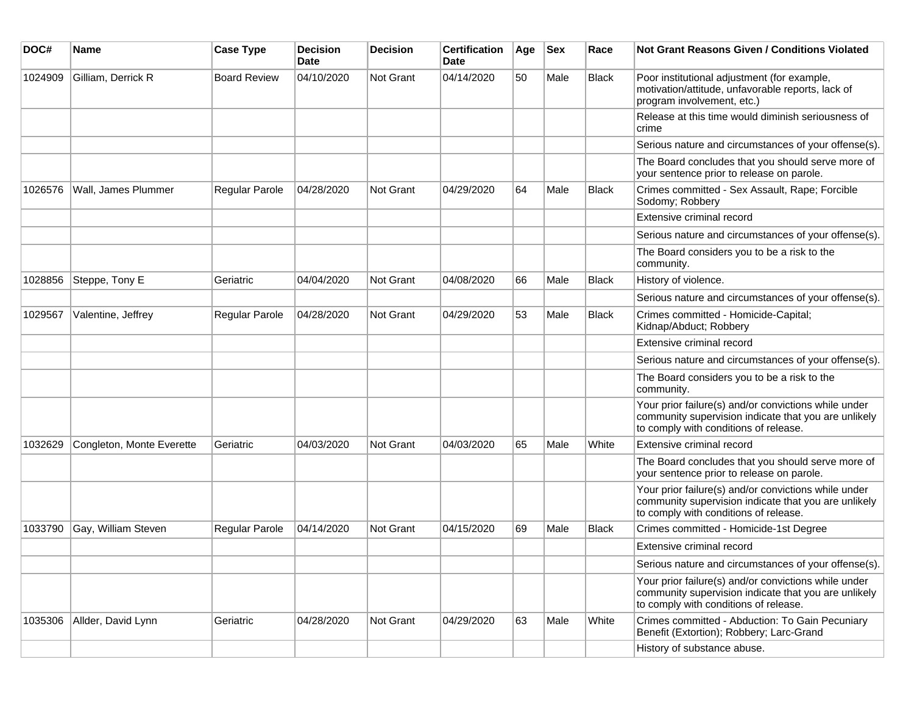| DOC# | Name | Case Type | Decision Date | Decision | Certification Date | Age | Sex | Race | Not Grant Reasons Given / Conditions Violated |
|---|---|---|---|---|---|---|---|---|---|
| 1024909 | Gilliam, Derrick R | Board Review | 04/10/2020 | Not Grant | 04/14/2020 | 50 | Male | Black | Poor institutional adjustment (for example, motivation/attitude, unfavorable reports, lack of program involvement, etc.) |
| | | | | | | | | | Release at this time would diminish seriousness of crime |
| | | | | | | | | | Serious nature and circumstances of your offense(s). |
| | | | | | | | | | The Board concludes that you should serve more of your sentence prior to release on parole. |
| 1026576 | Wall, James Plummer | Regular Parole | 04/28/2020 | Not Grant | 04/29/2020 | 64 | Male | Black | Crimes committed - Sex Assault, Rape; Forcible Sodomy; Robbery |
| | | | | | | | | | Extensive criminal record |
| | | | | | | | | | Serious nature and circumstances of your offense(s). |
| | | | | | | | | | The Board considers you to be a risk to the community. |
| 1028856 | Steppe, Tony E | Geriatric | 04/04/2020 | Not Grant | 04/08/2020 | 66 | Male | Black | History of violence. |
| | | | | | | | | | Serious nature and circumstances of your offense(s). |
| 1029567 | Valentine, Jeffrey | Regular Parole | 04/28/2020 | Not Grant | 04/29/2020 | 53 | Male | Black | Crimes committed - Homicide-Capital; Kidnap/Abduct; Robbery |
| | | | | | | | | | Extensive criminal record |
| | | | | | | | | | Serious nature and circumstances of your offense(s). |
| | | | | | | | | | The Board considers you to be a risk to the community. |
| | | | | | | | | | Your prior failure(s) and/or convictions while under community supervision indicate that you are unlikely to comply with conditions of release. |
| 1032629 | Congleton, Monte Everette | Geriatric | 04/03/2020 | Not Grant | 04/03/2020 | 65 | Male | White | Extensive criminal record |
| | | | | | | | | | The Board concludes that you should serve more of your sentence prior to release on parole. |
| | | | | | | | | | Your prior failure(s) and/or convictions while under community supervision indicate that you are unlikely to comply with conditions of release. |
| 1033790 | Gay, William Steven | Regular Parole | 04/14/2020 | Not Grant | 04/15/2020 | 69 | Male | Black | Crimes committed - Homicide-1st Degree |
| | | | | | | | | | Extensive criminal record |
| | | | | | | | | | Serious nature and circumstances of your offense(s). |
| | | | | | | | | | Your prior failure(s) and/or convictions while under community supervision indicate that you are unlikely to comply with conditions of release. |
| 1035306 | Allder, David Lynn | Geriatric | 04/28/2020 | Not Grant | 04/29/2020 | 63 | Male | White | Crimes committed - Abduction: To Gain Pecuniary Benefit (Extortion); Robbery; Larc-Grand |
| | | | | | | | | | History of substance abuse. |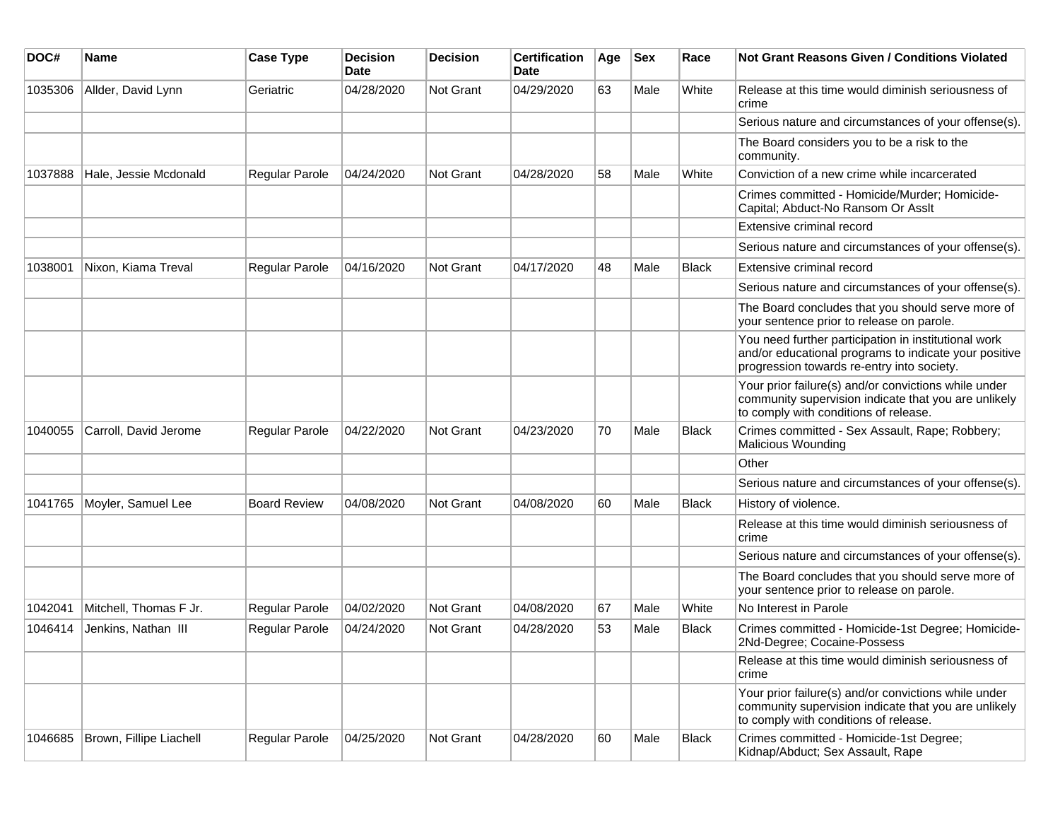| DOC# | Name | Case Type | Decision Date | Decision | Certification Date | Age | Sex | Race | Not Grant Reasons Given / Conditions Violated |
|---|---|---|---|---|---|---|---|---|---|
| 1035306 | Allder, David Lynn | Geriatric | 04/28/2020 | Not Grant | 04/29/2020 | 63 | Male | White | Release at this time would diminish seriousness of crime |
| | | | | | | | | | Serious nature and circumstances of your offense(s). |
| | | | | | | | | | The Board considers you to be a risk to the community. |
| 1037888 | Hale, Jessie Mcdonald | Regular Parole | 04/24/2020 | Not Grant | 04/28/2020 | 58 | Male | White | Conviction of a new crime while incarcerated |
| | | | | | | | | | Crimes committed - Homicide/Murder; Homicide-Capital; Abduct-No Ransom Or Asslt |
| | | | | | | | | | Extensive criminal record |
| | | | | | | | | | Serious nature and circumstances of your offense(s). |
| 1038001 | Nixon, Kiama Treval | Regular Parole | 04/16/2020 | Not Grant | 04/17/2020 | 48 | Male | Black | Extensive criminal record |
| | | | | | | | | | Serious nature and circumstances of your offense(s). |
| | | | | | | | | | The Board concludes that you should serve more of your sentence prior to release on parole. |
| | | | | | | | | | You need further participation in institutional work and/or educational programs to indicate your positive progression towards re-entry into society. |
| | | | | | | | | | Your prior failure(s) and/or convictions while under community supervision indicate that you are unlikely to comply with conditions of release. |
| 1040055 | Carroll, David Jerome | Regular Parole | 04/22/2020 | Not Grant | 04/23/2020 | 70 | Male | Black | Crimes committed - Sex Assault, Rape; Robbery; Malicious Wounding |
| | | | | | | | | | Other |
| | | | | | | | | | Serious nature and circumstances of your offense(s). |
| 1041765 | Moyler, Samuel Lee | Board Review | 04/08/2020 | Not Grant | 04/08/2020 | 60 | Male | Black | History of violence. |
| | | | | | | | | | Release at this time would diminish seriousness of crime |
| | | | | | | | | | Serious nature and circumstances of your offense(s). |
| | | | | | | | | | The Board concludes that you should serve more of your sentence prior to release on parole. |
| 1042041 | Mitchell, Thomas F Jr. | Regular Parole | 04/02/2020 | Not Grant | 04/08/2020 | 67 | Male | White | No Interest in Parole |
| 1046414 | Jenkins, Nathan III | Regular Parole | 04/24/2020 | Not Grant | 04/28/2020 | 53 | Male | Black | Crimes committed - Homicide-1st Degree; Homicide-2Nd-Degree; Cocaine-Possess |
| | | | | | | | | | Release at this time would diminish seriousness of crime |
| | | | | | | | | | Your prior failure(s) and/or convictions while under community supervision indicate that you are unlikely to comply with conditions of release. |
| 1046685 | Brown, Fillipe Liachell | Regular Parole | 04/25/2020 | Not Grant | 04/28/2020 | 60 | Male | Black | Crimes committed - Homicide-1st Degree; Kidnap/Abduct; Sex Assault, Rape |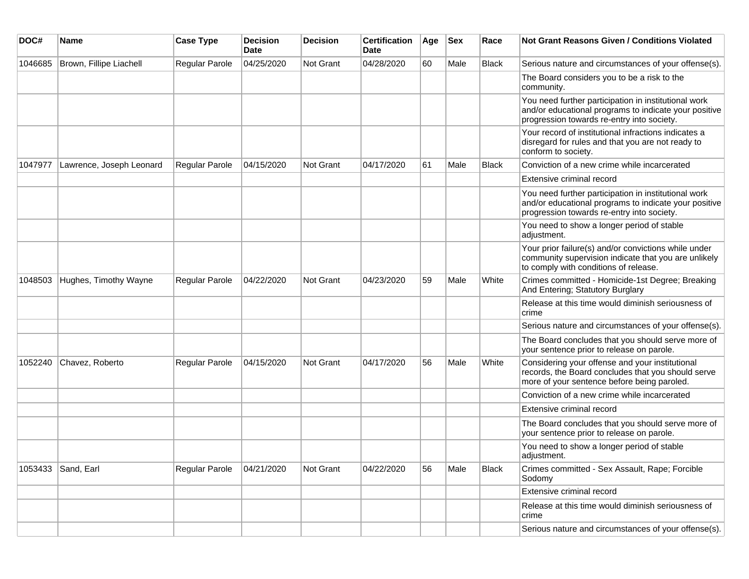| DOC# | Name | Case Type | Decision Date | Decision | Certification Date | Age | Sex | Race | Not Grant Reasons Given / Conditions Violated |
|---|---|---|---|---|---|---|---|---|---|
| 1046685 | Brown, Fillipe Liachell | Regular Parole | 04/25/2020 | Not Grant | 04/28/2020 | 60 | Male | Black | Serious nature and circumstances of your offense(s). |
| | | | | | | | | | The Board considers you to be a risk to the community. |
| | | | | | | | | | You need further participation in institutional work and/or educational programs to indicate your positive progression towards re-entry into society. |
| | | | | | | | | | Your record of institutional infractions indicates a disregard for rules and that you are not ready to conform to society. |
| 1047977 | Lawrence, Joseph Leonard | Regular Parole | 04/15/2020 | Not Grant | 04/17/2020 | 61 | Male | Black | Conviction of a new crime while incarcerated |
| | | | | | | | | | Extensive criminal record |
| | | | | | | | | | You need further participation in institutional work and/or educational programs to indicate your positive progression towards re-entry into society. |
| | | | | | | | | | You need to show a longer period of stable adjustment. |
| | | | | | | | | | Your prior failure(s) and/or convictions while under community supervision indicate that you are unlikely to comply with conditions of release. |
| 1048503 | Hughes, Timothy Wayne | Regular Parole | 04/22/2020 | Not Grant | 04/23/2020 | 59 | Male | White | Crimes committed - Homicide-1st Degree; Breaking And Entering; Statutory Burglary |
| | | | | | | | | | Release at this time would diminish seriousness of crime |
| | | | | | | | | | Serious nature and circumstances of your offense(s). |
| | | | | | | | | | The Board concludes that you should serve more of your sentence prior to release on parole. |
| 1052240 | Chavez, Roberto | Regular Parole | 04/15/2020 | Not Grant | 04/17/2020 | 56 | Male | White | Considering your offense and your institutional records, the Board concludes that you should serve more of your sentence before being paroled. |
| | | | | | | | | | Conviction of a new crime while incarcerated |
| | | | | | | | | | Extensive criminal record |
| | | | | | | | | | The Board concludes that you should serve more of your sentence prior to release on parole. |
| | | | | | | | | | You need to show a longer period of stable adjustment. |
| 1053433 | Sand, Earl | Regular Parole | 04/21/2020 | Not Grant | 04/22/2020 | 56 | Male | Black | Crimes committed - Sex Assault, Rape; Forcible Sodomy |
| | | | | | | | | | Extensive criminal record |
| | | | | | | | | | Release at this time would diminish seriousness of crime |
| | | | | | | | | | Serious nature and circumstances of your offense(s). |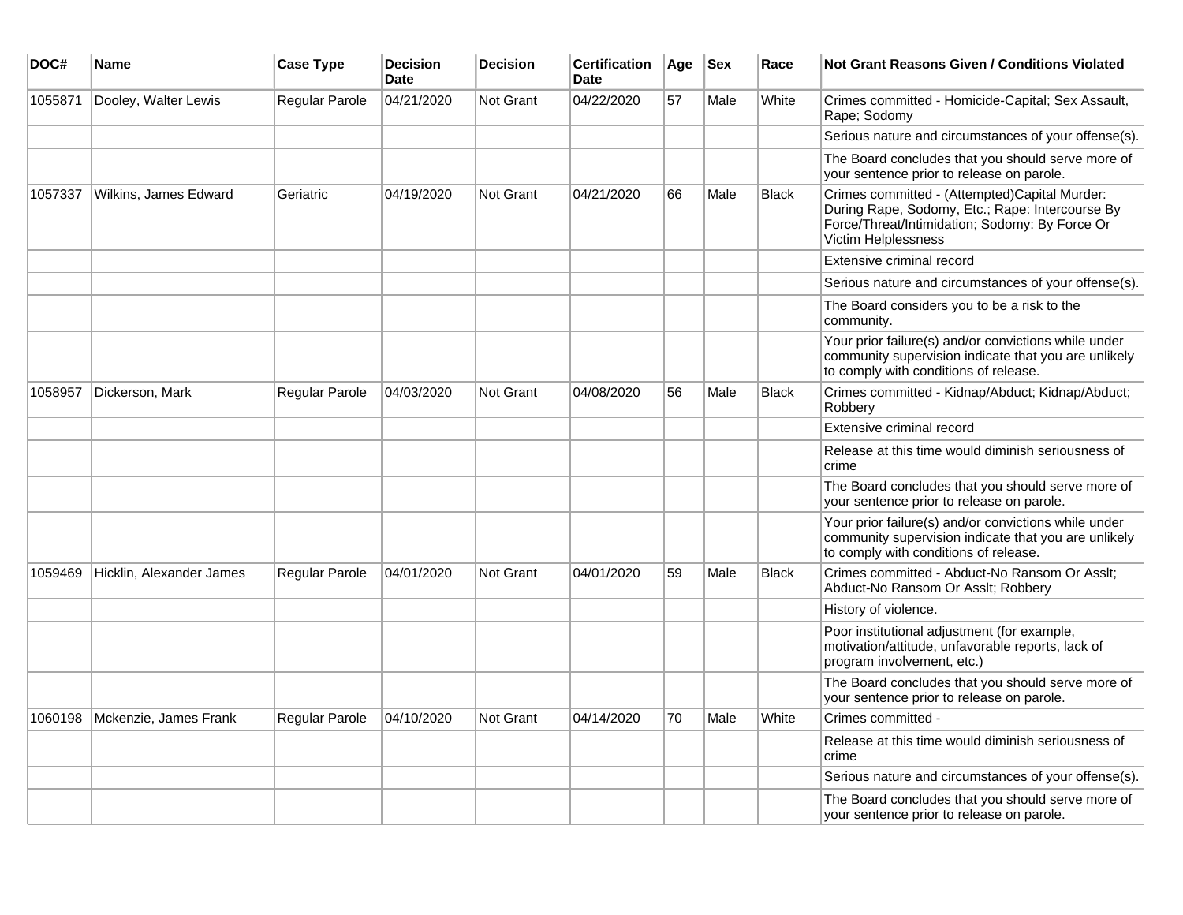| DOC# | Name | Case Type | Decision Date | Decision | Certification Date | Age | Sex | Race | Not Grant Reasons Given / Conditions Violated |
|---|---|---|---|---|---|---|---|---|---|
| 1055871 | Dooley, Walter Lewis | Regular Parole | 04/21/2020 | Not Grant | 04/22/2020 | 57 | Male | White | Crimes committed - Homicide-Capital; Sex Assault, Rape; Sodomy |
| | | | | | | | | | Serious nature and circumstances of your offense(s). |
| | | | | | | | | | The Board concludes that you should serve more of your sentence prior to release on parole. |
| 1057337 | Wilkins, James Edward | Geriatric | 04/19/2020 | Not Grant | 04/21/2020 | 66 | Male | Black | Crimes committed - (Attempted)Capital Murder: During Rape, Sodomy, Etc.; Rape: Intercourse By Force/Threat/Intimidation; Sodomy: By Force Or Victim Helplessness |
| | | | | | | | | | Extensive criminal record |
| | | | | | | | | | Serious nature and circumstances of your offense(s). |
| | | | | | | | | | The Board considers you to be a risk to the community. |
| | | | | | | | | | Your prior failure(s) and/or convictions while under community supervision indicate that you are unlikely to comply with conditions of release. |
| 1058957 | Dickerson, Mark | Regular Parole | 04/03/2020 | Not Grant | 04/08/2020 | 56 | Male | Black | Crimes committed - Kidnap/Abduct; Kidnap/Abduct; Robbery |
| | | | | | | | | | Extensive criminal record |
| | | | | | | | | | Release at this time would diminish seriousness of crime |
| | | | | | | | | | The Board concludes that you should serve more of your sentence prior to release on parole. |
| | | | | | | | | | Your prior failure(s) and/or convictions while under community supervision indicate that you are unlikely to comply with conditions of release. |
| 1059469 | Hicklin, Alexander James | Regular Parole | 04/01/2020 | Not Grant | 04/01/2020 | 59 | Male | Black | Crimes committed - Abduct-No Ransom Or Asslt; Abduct-No Ransom Or Asslt; Robbery |
| | | | | | | | | | History of violence. |
| | | | | | | | | | Poor institutional adjustment (for example, motivation/attitude, unfavorable reports, lack of program involvement, etc.) |
| | | | | | | | | | The Board concludes that you should serve more of your sentence prior to release on parole. |
| 1060198 | Mckenzie, James Frank | Regular Parole | 04/10/2020 | Not Grant | 04/14/2020 | 70 | Male | White | Crimes committed - |
| | | | | | | | | | Release at this time would diminish seriousness of crime |
| | | | | | | | | | Serious nature and circumstances of your offense(s). |
| | | | | | | | | | The Board concludes that you should serve more of your sentence prior to release on parole. |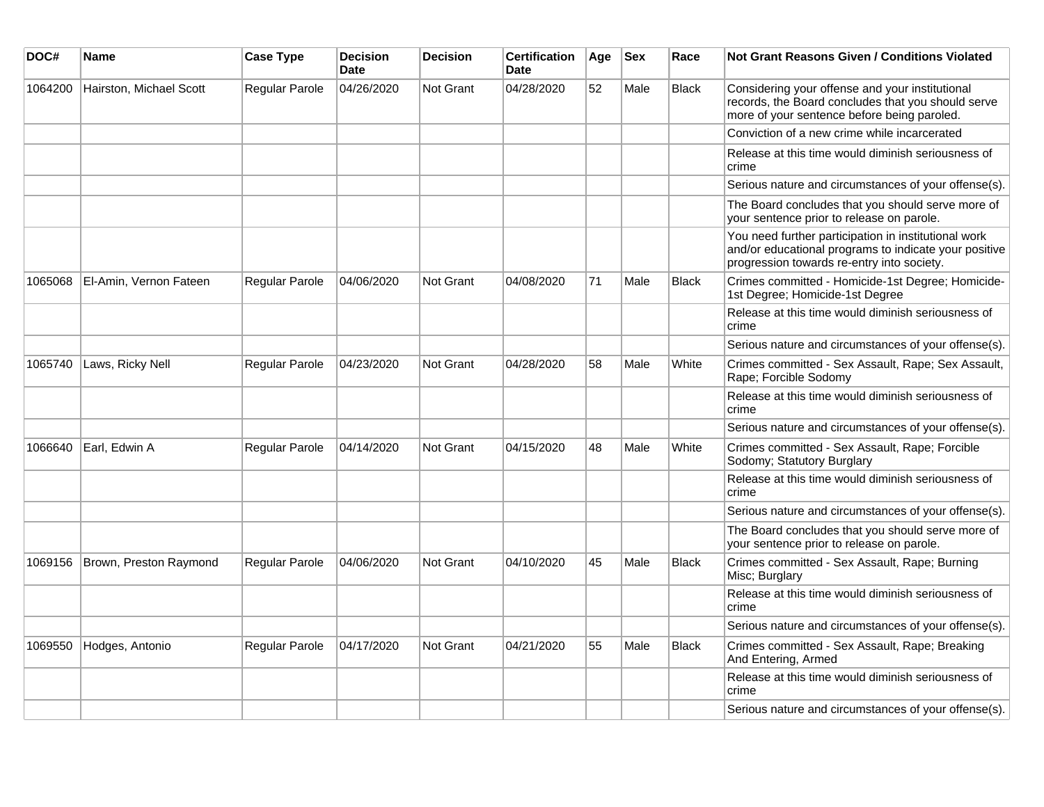| DOC# | Name | Case Type | Decision Date | Decision | Certification Date | Age | Sex | Race | Not Grant Reasons Given / Conditions Violated |
|---|---|---|---|---|---|---|---|---|---|
| 1064200 | Hairston, Michael Scott | Regular Parole | 04/26/2020 | Not Grant | 04/28/2020 | 52 | Male | Black | Considering your offense and your institutional records, the Board concludes that you should serve more of your sentence before being paroled. |
| | | | | | | | | | Conviction of a new crime while incarcerated |
| | | | | | | | | | Release at this time would diminish seriousness of crime |
| | | | | | | | | | Serious nature and circumstances of your offense(s). |
| | | | | | | | | | The Board concludes that you should serve more of your sentence prior to release on parole. |
| | | | | | | | | | You need further participation in institutional work and/or educational programs to indicate your positive progression towards re-entry into society. |
| 1065068 | El-Amin, Vernon Fateen | Regular Parole | 04/06/2020 | Not Grant | 04/08/2020 | 71 | Male | Black | Crimes committed - Homicide-1st Degree; Homicide-1st Degree; Homicide-1st Degree |
| | | | | | | | | | Release at this time would diminish seriousness of crime |
| | | | | | | | | | Serious nature and circumstances of your offense(s). |
| 1065740 | Laws, Ricky Nell | Regular Parole | 04/23/2020 | Not Grant | 04/28/2020 | 58 | Male | White | Crimes committed - Sex Assault, Rape; Sex Assault, Rape; Forcible Sodomy |
| | | | | | | | | | Release at this time would diminish seriousness of crime |
| | | | | | | | | | Serious nature and circumstances of your offense(s). |
| 1066640 | Earl, Edwin A | Regular Parole | 04/14/2020 | Not Grant | 04/15/2020 | 48 | Male | White | Crimes committed - Sex Assault, Rape; Forcible Sodomy; Statutory Burglary |
| | | | | | | | | | Release at this time would diminish seriousness of crime |
| | | | | | | | | | Serious nature and circumstances of your offense(s). |
| | | | | | | | | | The Board concludes that you should serve more of your sentence prior to release on parole. |
| 1069156 | Brown, Preston Raymond | Regular Parole | 04/06/2020 | Not Grant | 04/10/2020 | 45 | Male | Black | Crimes committed - Sex Assault, Rape; Burning Misc; Burglary |
| | | | | | | | | | Release at this time would diminish seriousness of crime |
| | | | | | | | | | Serious nature and circumstances of your offense(s). |
| 1069550 | Hodges, Antonio | Regular Parole | 04/17/2020 | Not Grant | 04/21/2020 | 55 | Male | Black | Crimes committed - Sex Assault, Rape; Breaking And Entering, Armed |
| | | | | | | | | | Release at this time would diminish seriousness of crime |
| | | | | | | | | | Serious nature and circumstances of your offense(s). |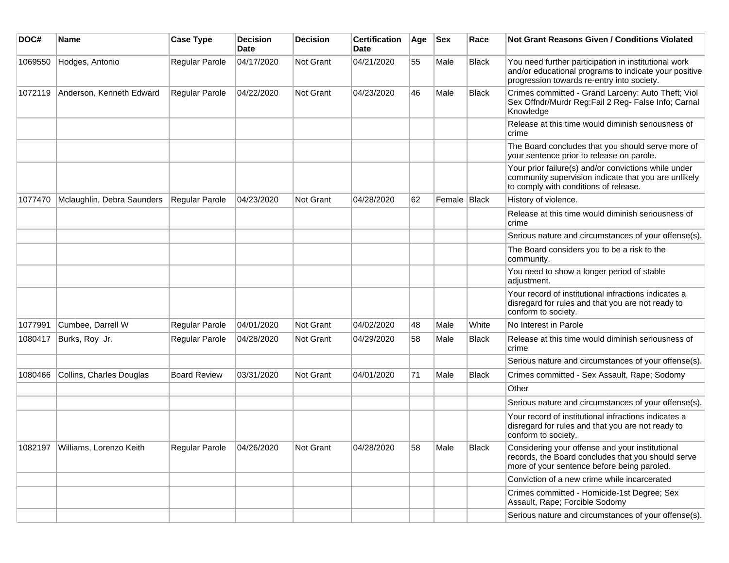| DOC# | Name | Case Type | Decision Date | Decision | Certification Date | Age | Sex | Race | Not Grant Reasons Given / Conditions Violated |
|---|---|---|---|---|---|---|---|---|---|
| 1069550 | Hodges, Antonio | Regular Parole | 04/17/2020 | Not Grant | 04/21/2020 | 55 | Male | Black | You need further participation in institutional work and/or educational programs to indicate your positive progression towards re-entry into society. |
| 1072119 | Anderson, Kenneth Edward | Regular Parole | 04/22/2020 | Not Grant | 04/23/2020 | 46 | Male | Black | Crimes committed - Grand Larceny: Auto Theft; Viol Sex Offndr/Murdr Reg:Fail 2 Reg- False Info; Carnal Knowledge |
| | | | | | | | | | Release at this time would diminish seriousness of crime |
| | | | | | | | | | The Board concludes that you should serve more of your sentence prior to release on parole. |
| | | | | | | | | | Your prior failure(s) and/or convictions while under community supervision indicate that you are unlikely to comply with conditions of release. |
| 1077470 | Mclaughlin, Debra Saunders | Regular Parole | 04/23/2020 | Not Grant | 04/28/2020 | 62 | Female | Black | History of violence. |
| | | | | | | | | | Release at this time would diminish seriousness of crime |
| | | | | | | | | | Serious nature and circumstances of your offense(s). |
| | | | | | | | | | The Board considers you to be a risk to the community. |
| | | | | | | | | | You need to show a longer period of stable adjustment. |
| | | | | | | | | | Your record of institutional infractions indicates a disregard for rules and that you are not ready to conform to society. |
| 1077991 | Cumbee, Darrell W | Regular Parole | 04/01/2020 | Not Grant | 04/02/2020 | 48 | Male | White | No Interest in Parole |
| 1080417 | Burks, Roy Jr. | Regular Parole | 04/28/2020 | Not Grant | 04/29/2020 | 58 | Male | Black | Release at this time would diminish seriousness of crime |
| | | | | | | | | | Serious nature and circumstances of your offense(s). |
| 1080466 | Collins, Charles Douglas | Board Review | 03/31/2020 | Not Grant | 04/01/2020 | 71 | Male | Black | Crimes committed - Sex Assault, Rape; Sodomy |
| | | | | | | | | | Other |
| | | | | | | | | | Serious nature and circumstances of your offense(s). |
| | | | | | | | | | Your record of institutional infractions indicates a disregard for rules and that you are not ready to conform to society. |
| 1082197 | Williams, Lorenzo Keith | Regular Parole | 04/26/2020 | Not Grant | 04/28/2020 | 58 | Male | Black | Considering your offense and your institutional records, the Board concludes that you should serve more of your sentence before being paroled. |
| | | | | | | | | | Conviction of a new crime while incarcerated |
| | | | | | | | | | Crimes committed - Homicide-1st Degree; Sex Assault, Rape; Forcible Sodomy |
| | | | | | | | | | Serious nature and circumstances of your offense(s). |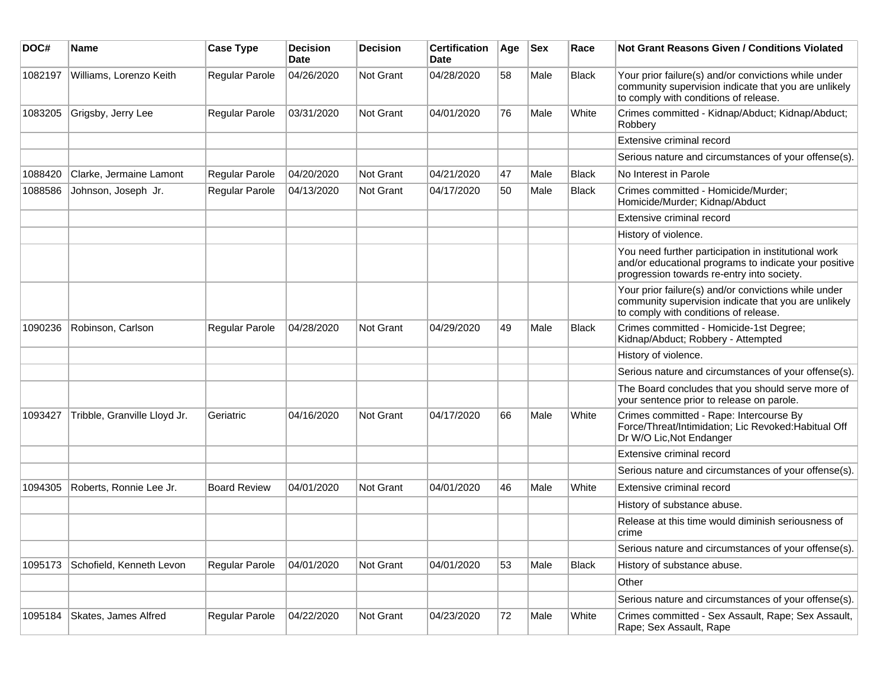| DOC# | Name | Case Type | Decision Date | Decision | Certification Date | Age | Sex | Race | Not Grant Reasons Given / Conditions Violated |
|---|---|---|---|---|---|---|---|---|---|
| 1082197 | Williams, Lorenzo Keith | Regular Parole | 04/26/2020 | Not Grant | 04/28/2020 | 58 | Male | Black | Your prior failure(s) and/or convictions while under community supervision indicate that you are unlikely to comply with conditions of release. |
| 1083205 | Grigsby, Jerry Lee | Regular Parole | 03/31/2020 | Not Grant | 04/01/2020 | 76 | Male | White | Crimes committed - Kidnap/Abduct; Kidnap/Abduct; Robbery |
| | | | | | | | | | Extensive criminal record |
| | | | | | | | | | Serious nature and circumstances of your offense(s). |
| 1088420 | Clarke, Jermaine Lamont | Regular Parole | 04/20/2020 | Not Grant | 04/21/2020 | 47 | Male | Black | No Interest in Parole |
| 1088586 | Johnson, Joseph Jr. | Regular Parole | 04/13/2020 | Not Grant | 04/17/2020 | 50 | Male | Black | Crimes committed - Homicide/Murder; Homicide/Murder; Kidnap/Abduct |
| | | | | | | | | | Extensive criminal record |
| | | | | | | | | | History of violence. |
| | | | | | | | | | You need further participation in institutional work and/or educational programs to indicate your positive progression towards re-entry into society. |
| | | | | | | | | | Your prior failure(s) and/or convictions while under community supervision indicate that you are unlikely to comply with conditions of release. |
| 1090236 | Robinson, Carlson | Regular Parole | 04/28/2020 | Not Grant | 04/29/2020 | 49 | Male | Black | Crimes committed - Homicide-1st Degree; Kidnap/Abduct; Robbery - Attempted |
| | | | | | | | | | History of violence. |
| | | | | | | | | | Serious nature and circumstances of your offense(s). |
| | | | | | | | | | The Board concludes that you should serve more of your sentence prior to release on parole. |
| 1093427 | Tribble, Granville Lloyd Jr. | Geriatric | 04/16/2020 | Not Grant | 04/17/2020 | 66 | Male | White | Crimes committed - Rape: Intercourse By Force/Threat/Intimidation; Lic Revoked:Habitual Off Dr W/O Lic,Not Endanger |
| | | | | | | | | | Extensive criminal record |
| | | | | | | | | | Serious nature and circumstances of your offense(s). |
| 1094305 | Roberts, Ronnie Lee Jr. | Board Review | 04/01/2020 | Not Grant | 04/01/2020 | 46 | Male | White | Extensive criminal record |
| | | | | | | | | | History of substance abuse. |
| | | | | | | | | | Release at this time would diminish seriousness of crime |
| | | | | | | | | | Serious nature and circumstances of your offense(s). |
| 1095173 | Schofield, Kenneth Levon | Regular Parole | 04/01/2020 | Not Grant | 04/01/2020 | 53 | Male | Black | History of substance abuse. |
| | | | | | | | | | Other |
| | | | | | | | | | Serious nature and circumstances of your offense(s). |
| 1095184 | Skates, James Alfred | Regular Parole | 04/22/2020 | Not Grant | 04/23/2020 | 72 | Male | White | Crimes committed - Sex Assault, Rape; Sex Assault, Rape; Sex Assault, Rape |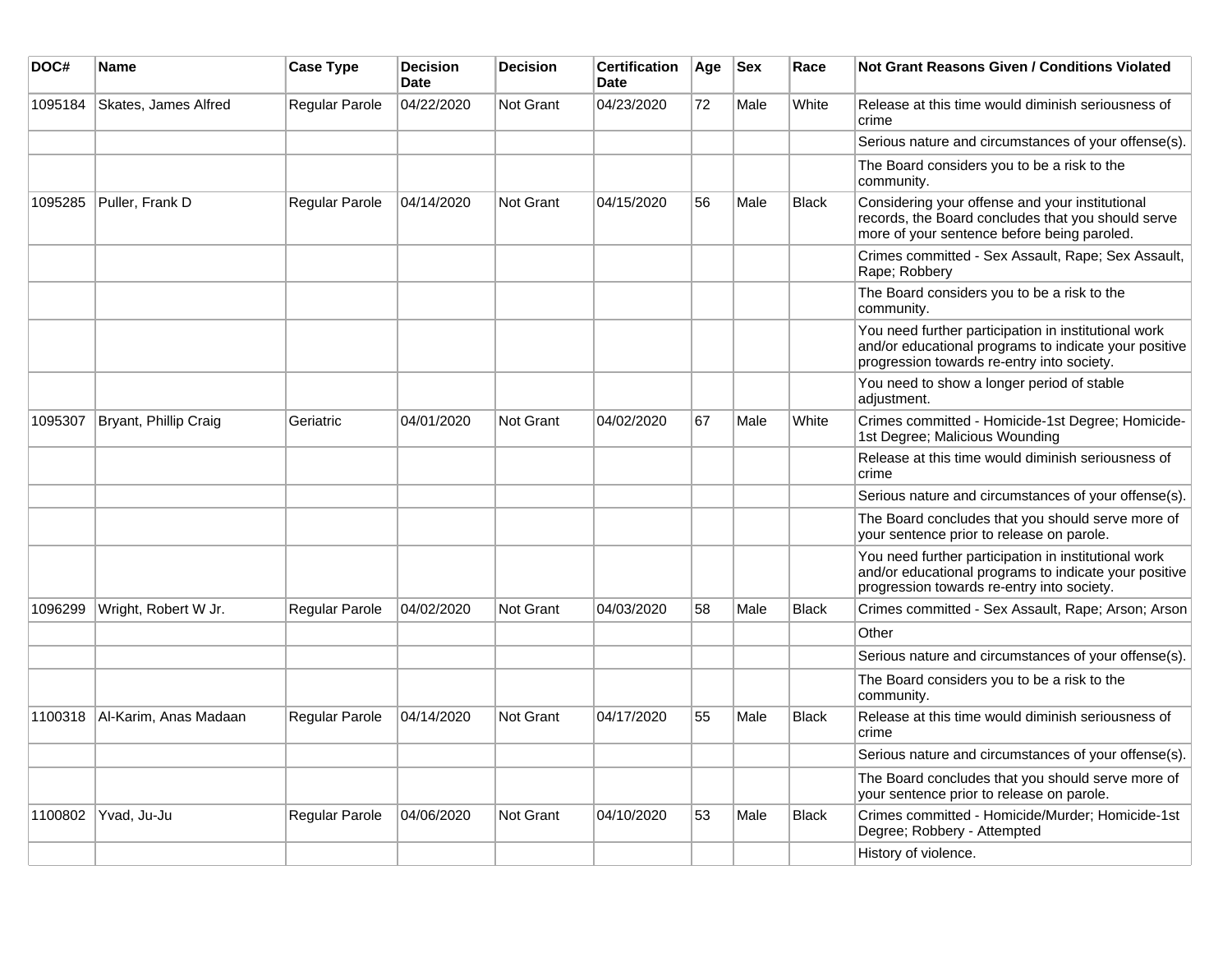| DOC# | Name | Case Type | Decision Date | Decision | Certification Date | Age | Sex | Race | Not Grant Reasons Given / Conditions Violated |
|---|---|---|---|---|---|---|---|---|---|
| 1095184 | Skates, James Alfred | Regular Parole | 04/22/2020 | Not Grant | 04/23/2020 | 72 | Male | White | Release at this time would diminish seriousness of crime |
| | | | | | | | | | Serious nature and circumstances of your offense(s). |
| | | | | | | | | | The Board considers you to be a risk to the community. |
| 1095285 | Puller, Frank D | Regular Parole | 04/14/2020 | Not Grant | 04/15/2020 | 56 | Male | Black | Considering your offense and your institutional records, the Board concludes that you should serve more of your sentence before being paroled. |
| | | | | | | | | | Crimes committed - Sex Assault, Rape; Sex Assault, Rape; Robbery |
| | | | | | | | | | The Board considers you to be a risk to the community. |
| | | | | | | | | | You need further participation in institutional work and/or educational programs to indicate your positive progression towards re-entry into society. |
| | | | | | | | | | You need to show a longer period of stable adjustment. |
| 1095307 | Bryant, Phillip Craig | Geriatric | 04/01/2020 | Not Grant | 04/02/2020 | 67 | Male | White | Crimes committed - Homicide-1st Degree; Homicide-1st Degree; Malicious Wounding |
| | | | | | | | | | Release at this time would diminish seriousness of crime |
| | | | | | | | | | Serious nature and circumstances of your offense(s). |
| | | | | | | | | | The Board concludes that you should serve more of your sentence prior to release on parole. |
| | | | | | | | | | You need further participation in institutional work and/or educational programs to indicate your positive progression towards re-entry into society. |
| 1096299 | Wright, Robert W Jr. | Regular Parole | 04/02/2020 | Not Grant | 04/03/2020 | 58 | Male | Black | Crimes committed - Sex Assault, Rape; Arson; Arson |
| | | | | | | | | | Other |
| | | | | | | | | | Serious nature and circumstances of your offense(s). |
| | | | | | | | | | The Board considers you to be a risk to the community. |
| 1100318 | Al-Karim, Anas Madaan | Regular Parole | 04/14/2020 | Not Grant | 04/17/2020 | 55 | Male | Black | Release at this time would diminish seriousness of crime |
| | | | | | | | | | Serious nature and circumstances of your offense(s). |
| | | | | | | | | | The Board concludes that you should serve more of your sentence prior to release on parole. |
| 1100802 | Yvad, Ju-Ju | Regular Parole | 04/06/2020 | Not Grant | 04/10/2020 | 53 | Male | Black | Crimes committed - Homicide/Murder; Homicide-1st Degree; Robbery - Attempted |
| | | | | | | | | | History of violence. |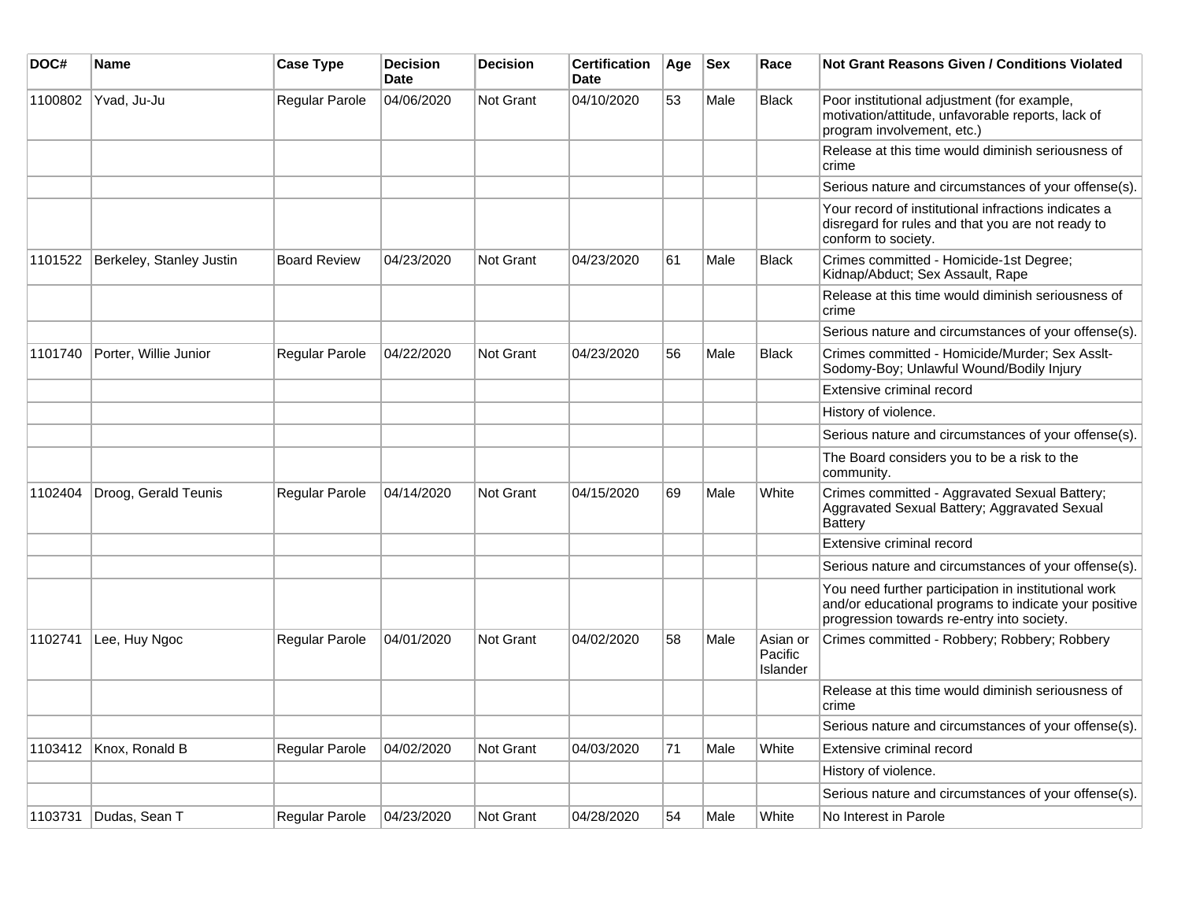| DOC# | Name | Case Type | Decision Date | Decision | Certification Date | Age | Sex | Race | Not Grant Reasons Given / Conditions Violated |
|---|---|---|---|---|---|---|---|---|---|
| 1100802 | Yvad, Ju-Ju | Regular Parole | 04/06/2020 | Not Grant | 04/10/2020 | 53 | Male | Black | Poor institutional adjustment (for example, motivation/attitude, unfavorable reports, lack of program involvement, etc.) |
| | | | | | | | | | Release at this time would diminish seriousness of crime |
| | | | | | | | | | Serious nature and circumstances of your offense(s). |
| | | | | | | | | | Your record of institutional infractions indicates a disregard for rules and that you are not ready to conform to society. |
| 1101522 | Berkeley, Stanley Justin | Board Review | 04/23/2020 | Not Grant | 04/23/2020 | 61 | Male | Black | Crimes committed - Homicide-1st Degree; Kidnap/Abduct; Sex Assault, Rape |
| | | | | | | | | | Release at this time would diminish seriousness of crime |
| | | | | | | | | | Serious nature and circumstances of your offense(s). |
| 1101740 | Porter, Willie Junior | Regular Parole | 04/22/2020 | Not Grant | 04/23/2020 | 56 | Male | Black | Crimes committed - Homicide/Murder; Sex Asslt-Sodomy-Boy; Unlawful Wound/Bodily Injury |
| | | | | | | | | | Extensive criminal record |
| | | | | | | | | | History of violence. |
| | | | | | | | | | Serious nature and circumstances of your offense(s). |
| | | | | | | | | | The Board considers you to be a risk to the community. |
| 1102404 | Droog, Gerald Teunis | Regular Parole | 04/14/2020 | Not Grant | 04/15/2020 | 69 | Male | White | Crimes committed - Aggravated Sexual Battery; Aggravated Sexual Battery; Aggravated Sexual Battery |
| | | | | | | | | | Extensive criminal record |
| | | | | | | | | | Serious nature and circumstances of your offense(s). |
| | | | | | | | | | You need further participation in institutional work and/or educational programs to indicate your positive progression towards re-entry into society. |
| 1102741 | Lee, Huy Ngoc | Regular Parole | 04/01/2020 | Not Grant | 04/02/2020 | 58 | Male | Asian or Pacific Islander | Crimes committed - Robbery; Robbery; Robbery |
| | | | | | | | | | Release at this time would diminish seriousness of crime |
| | | | | | | | | | Serious nature and circumstances of your offense(s). |
| 1103412 | Knox, Ronald B | Regular Parole | 04/02/2020 | Not Grant | 04/03/2020 | 71 | Male | White | Extensive criminal record |
| | | | | | | | | | History of violence. |
| | | | | | | | | | Serious nature and circumstances of your offense(s). |
| 1103731 | Dudas, Sean T | Regular Parole | 04/23/2020 | Not Grant | 04/28/2020 | 54 | Male | White | No Interest in Parole |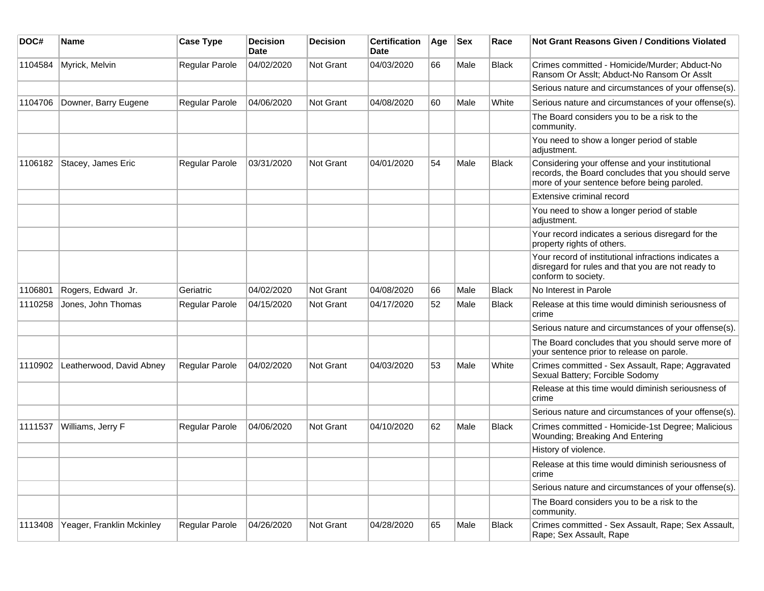| DOC# | Name | Case Type | Decision Date | Decision | Certification Date | Age | Sex | Race | Not Grant Reasons Given / Conditions Violated |
|---|---|---|---|---|---|---|---|---|---|
| 1104584 | Myrick, Melvin | Regular Parole | 04/02/2020 | Not Grant | 04/03/2020 | 66 | Male | Black | Crimes committed - Homicide/Murder; Abduct-No Ransom Or Asslt; Abduct-No Ransom Or Asslt |
| | | | | | | | | | Serious nature and circumstances of your offense(s). |
| 1104706 | Downer, Barry Eugene | Regular Parole | 04/06/2020 | Not Grant | 04/08/2020 | 60 | Male | White | Serious nature and circumstances of your offense(s). |
| | | | | | | | | | The Board considers you to be a risk to the community. |
| | | | | | | | | | You need to show a longer period of stable adjustment. |
| 1106182 | Stacey, James Eric | Regular Parole | 03/31/2020 | Not Grant | 04/01/2020 | 54 | Male | Black | Considering your offense and your institutional records, the Board concludes that you should serve more of your sentence before being paroled. |
| | | | | | | | | | Extensive criminal record |
| | | | | | | | | | You need to show a longer period of stable adjustment. |
| | | | | | | | | | Your record indicates a serious disregard for the property rights of others. |
| | | | | | | | | | Your record of institutional infractions indicates a disregard for rules and that you are not ready to conform to society. |
| 1106801 | Rogers, Edward Jr. | Geriatric | 04/02/2020 | Not Grant | 04/08/2020 | 66 | Male | Black | No Interest in Parole |
| 1110258 | Jones, John Thomas | Regular Parole | 04/15/2020 | Not Grant | 04/17/2020 | 52 | Male | Black | Release at this time would diminish seriousness of crime |
| | | | | | | | | | Serious nature and circumstances of your offense(s). |
| | | | | | | | | | The Board concludes that you should serve more of your sentence prior to release on parole. |
| 1110902 | Leatherwood, David Abney | Regular Parole | 04/02/2020 | Not Grant | 04/03/2020 | 53 | Male | White | Crimes committed - Sex Assault, Rape; Aggravated Sexual Battery; Forcible Sodomy |
| | | | | | | | | | Release at this time would diminish seriousness of crime |
| | | | | | | | | | Serious nature and circumstances of your offense(s). |
| 1111537 | Williams, Jerry F | Regular Parole | 04/06/2020 | Not Grant | 04/10/2020 | 62 | Male | Black | Crimes committed - Homicide-1st Degree; Malicious Wounding; Breaking And Entering |
| | | | | | | | | | History of violence. |
| | | | | | | | | | Release at this time would diminish seriousness of crime |
| | | | | | | | | | Serious nature and circumstances of your offense(s). |
| | | | | | | | | | The Board considers you to be a risk to the community. |
| 1113408 | Yeager, Franklin Mckinley | Regular Parole | 04/26/2020 | Not Grant | 04/28/2020 | 65 | Male | Black | Crimes committed - Sex Assault, Rape; Sex Assault, Rape; Sex Assault, Rape |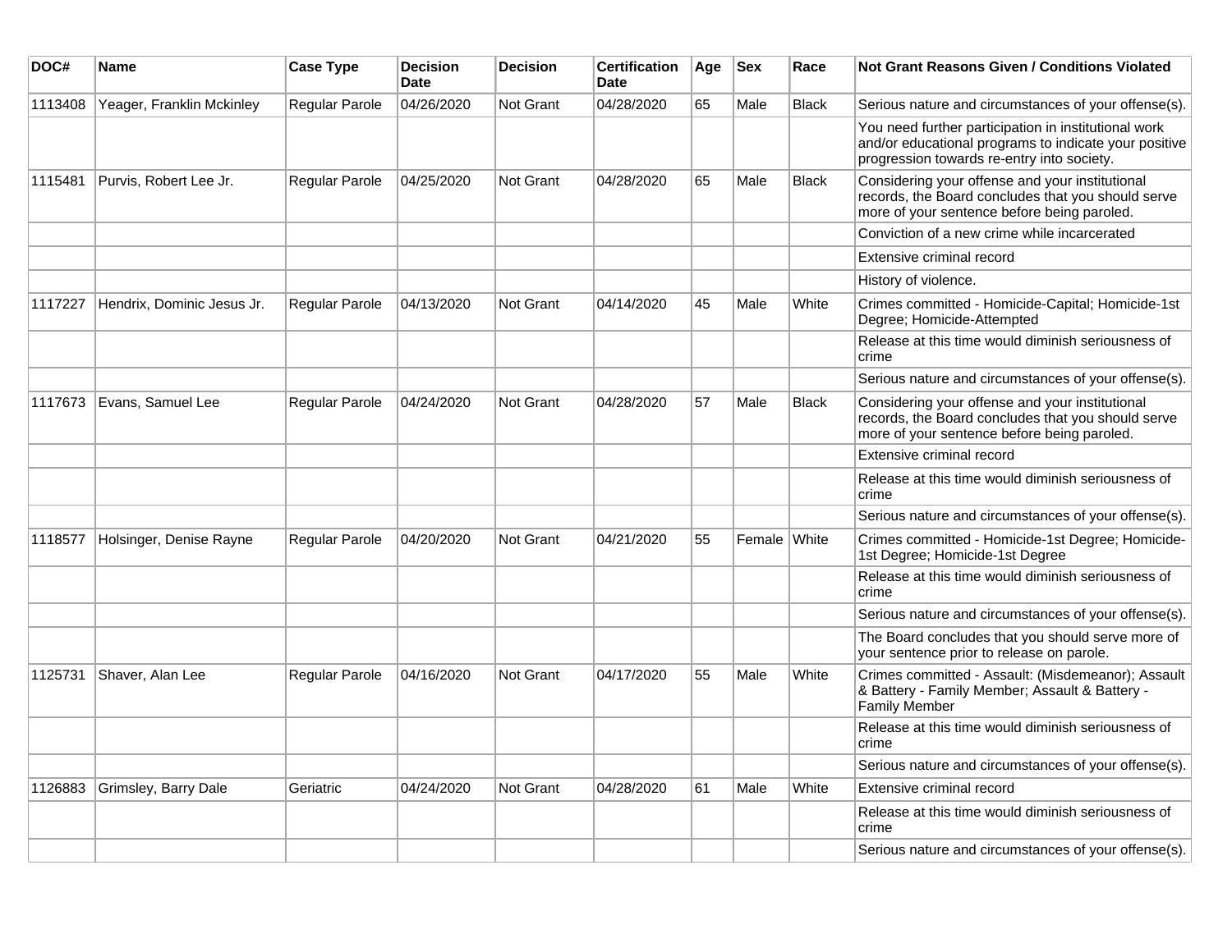| DOC# | Name | Case Type | Decision Date | Decision | Certification Date | Age | Sex | Race | Not Grant Reasons Given / Conditions Violated |
|---|---|---|---|---|---|---|---|---|---|
| 1113408 | Yeager, Franklin Mckinley | Regular Parole | 04/26/2020 | Not Grant | 04/28/2020 | 65 | Male | Black | Serious nature and circumstances of your offense(s). |
| | | | | | | | | | You need further participation in institutional work and/or educational programs to indicate your positive progression towards re-entry into society. |
| 1115481 | Purvis, Robert Lee Jr. | Regular Parole | 04/25/2020 | Not Grant | 04/28/2020 | 65 | Male | Black | Considering your offense and your institutional records, the Board concludes that you should serve more of your sentence before being paroled. |
| | | | | | | | | | Conviction of a new crime while incarcerated |
| | | | | | | | | | Extensive criminal record |
| | | | | | | | | | History of violence. |
| 1117227 | Hendrix, Dominic Jesus Jr. | Regular Parole | 04/13/2020 | Not Grant | 04/14/2020 | 45 | Male | White | Crimes committed - Homicide-Capital; Homicide-1st Degree; Homicide-Attempted |
| | | | | | | | | | Release at this time would diminish seriousness of crime |
| | | | | | | | | | Serious nature and circumstances of your offense(s). |
| 1117673 | Evans, Samuel Lee | Regular Parole | 04/24/2020 | Not Grant | 04/28/2020 | 57 | Male | Black | Considering your offense and your institutional records, the Board concludes that you should serve more of your sentence before being paroled. |
| | | | | | | | | | Extensive criminal record |
| | | | | | | | | | Release at this time would diminish seriousness of crime |
| | | | | | | | | | Serious nature and circumstances of your offense(s). |
| 1118577 | Holsinger, Denise Rayne | Regular Parole | 04/20/2020 | Not Grant | 04/21/2020 | 55 | Female | White | Crimes committed - Homicide-1st Degree; Homicide-1st Degree; Homicide-1st Degree |
| | | | | | | | | | Release at this time would diminish seriousness of crime |
| | | | | | | | | | Serious nature and circumstances of your offense(s). |
| | | | | | | | | | The Board concludes that you should serve more of your sentence prior to release on parole. |
| 1125731 | Shaver, Alan Lee | Regular Parole | 04/16/2020 | Not Grant | 04/17/2020 | 55 | Male | White | Crimes committed - Assault: (Misdemeanor); Assault & Battery - Family Member; Assault & Battery - Family Member |
| | | | | | | | | | Release at this time would diminish seriousness of crime |
| | | | | | | | | | Serious nature and circumstances of your offense(s). |
| 1126883 | Grimsley, Barry Dale | Geriatric | 04/24/2020 | Not Grant | 04/28/2020 | 61 | Male | White | Extensive criminal record |
| | | | | | | | | | Release at this time would diminish seriousness of crime |
| | | | | | | | | | Serious nature and circumstances of your offense(s). |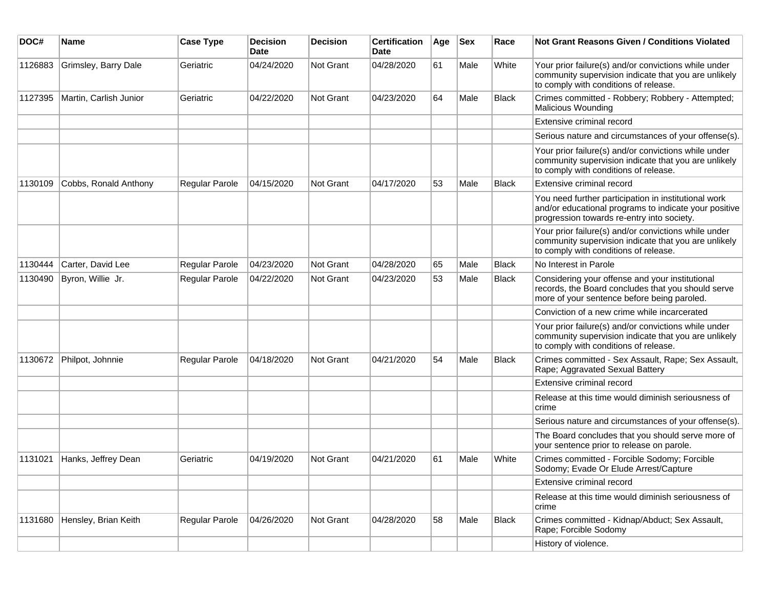| DOC# | Name | Case Type | Decision Date | Decision | Certification Date | Age | Sex | Race | Not Grant Reasons Given / Conditions Violated |
|---|---|---|---|---|---|---|---|---|---|
| 1126883 | Grimsley, Barry Dale | Geriatric | 04/24/2020 | Not Grant | 04/28/2020 | 61 | Male | White | Your prior failure(s) and/or convictions while under community supervision indicate that you are unlikely to comply with conditions of release. |
| 1127395 | Martin, Carlish Junior | Geriatric | 04/22/2020 | Not Grant | 04/23/2020 | 64 | Male | Black | Crimes committed - Robbery; Robbery - Attempted; Malicious Wounding |
| | | | | | | | | | Extensive criminal record |
| | | | | | | | | | Serious nature and circumstances of your offense(s). |
| | | | | | | | | | Your prior failure(s) and/or convictions while under community supervision indicate that you are unlikely to comply with conditions of release. |
| 1130109 | Cobbs, Ronald Anthony | Regular Parole | 04/15/2020 | Not Grant | 04/17/2020 | 53 | Male | Black | Extensive criminal record |
| | | | | | | | | | You need further participation in institutional work and/or educational programs to indicate your positive progression towards re-entry into society. |
| | | | | | | | | | Your prior failure(s) and/or convictions while under community supervision indicate that you are unlikely to comply with conditions of release. |
| 1130444 | Carter, David Lee | Regular Parole | 04/23/2020 | Not Grant | 04/28/2020 | 65 | Male | Black | No Interest in Parole |
| 1130490 | Byron, Willie Jr. | Regular Parole | 04/22/2020 | Not Grant | 04/23/2020 | 53 | Male | Black | Considering your offense and your institutional records, the Board concludes that you should serve more of your sentence before being paroled. |
| | | | | | | | | | Conviction of a new crime while incarcerated |
| | | | | | | | | | Your prior failure(s) and/or convictions while under community supervision indicate that you are unlikely to comply with conditions of release. |
| 1130672 | Philpot, Johnnie | Regular Parole | 04/18/2020 | Not Grant | 04/21/2020 | 54 | Male | Black | Crimes committed - Sex Assault, Rape; Sex Assault, Rape; Aggravated Sexual Battery |
| | | | | | | | | | Extensive criminal record |
| | | | | | | | | | Release at this time would diminish seriousness of crime |
| | | | | | | | | | Serious nature and circumstances of your offense(s). |
| | | | | | | | | | The Board concludes that you should serve more of your sentence prior to release on parole. |
| 1131021 | Hanks, Jeffrey Dean | Geriatric | 04/19/2020 | Not Grant | 04/21/2020 | 61 | Male | White | Crimes committed - Forcible Sodomy; Forcible Sodomy; Evade Or Elude Arrest/Capture |
| | | | | | | | | | Extensive criminal record |
| | | | | | | | | | Release at this time would diminish seriousness of crime |
| 1131680 | Hensley, Brian Keith | Regular Parole | 04/26/2020 | Not Grant | 04/28/2020 | 58 | Male | Black | Crimes committed - Kidnap/Abduct; Sex Assault, Rape; Forcible Sodomy |
| | | | | | | | | | History of violence. |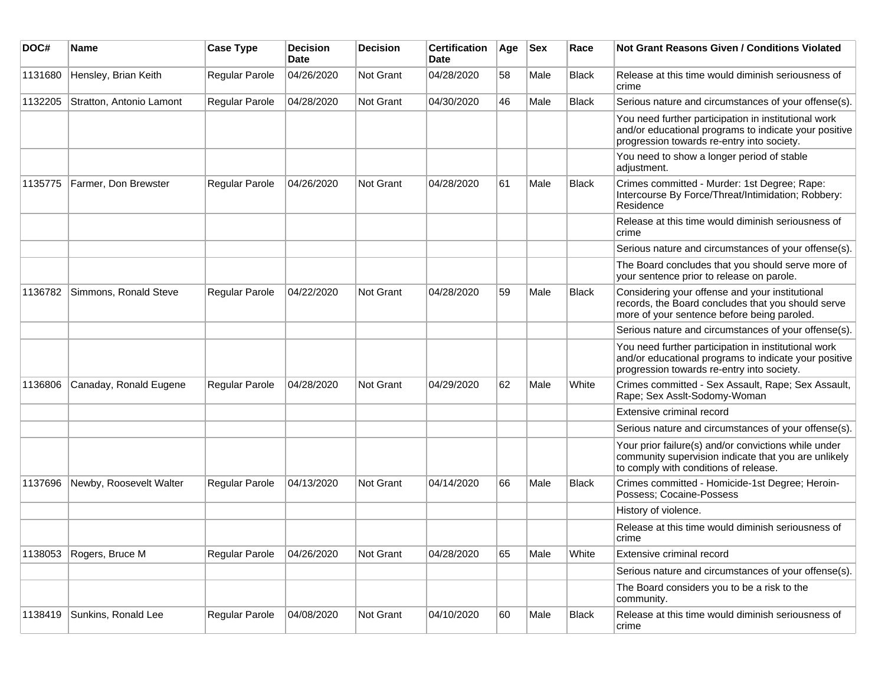| DOC# | Name | Case Type | Decision Date | Decision | Certification Date | Age | Sex | Race | Not Grant Reasons Given / Conditions Violated |
|---|---|---|---|---|---|---|---|---|---|
| 1131680 | Hensley, Brian Keith | Regular Parole | 04/26/2020 | Not Grant | 04/28/2020 | 58 | Male | Black | Release at this time would diminish seriousness of crime |
| 1132205 | Stratton, Antonio Lamont | Regular Parole | 04/28/2020 | Not Grant | 04/30/2020 | 46 | Male | Black | Serious nature and circumstances of your offense(s). |
| | | | | | | | | | You need further participation in institutional work and/or educational programs to indicate your positive progression towards re-entry into society. |
| | | | | | | | | | You need to show a longer period of stable adjustment. |
| 1135775 | Farmer, Don Brewster | Regular Parole | 04/26/2020 | Not Grant | 04/28/2020 | 61 | Male | Black | Crimes committed - Murder: 1st Degree; Rape: Intercourse By Force/Threat/Intimidation; Robbery: Residence |
| | | | | | | | | | Release at this time would diminish seriousness of crime |
| | | | | | | | | | Serious nature and circumstances of your offense(s). |
| | | | | | | | | | The Board concludes that you should serve more of your sentence prior to release on parole. |
| 1136782 | Simmons, Ronald Steve | Regular Parole | 04/22/2020 | Not Grant | 04/28/2020 | 59 | Male | Black | Considering your offense and your institutional records, the Board concludes that you should serve more of your sentence before being paroled. |
| | | | | | | | | | Serious nature and circumstances of your offense(s). |
| | | | | | | | | | You need further participation in institutional work and/or educational programs to indicate your positive progression towards re-entry into society. |
| 1136806 | Canaday, Ronald Eugene | Regular Parole | 04/28/2020 | Not Grant | 04/29/2020 | 62 | Male | White | Crimes committed - Sex Assault, Rape; Sex Assault, Rape; Sex Asslt-Sodomy-Woman |
| | | | | | | | | | Extensive criminal record |
| | | | | | | | | | Serious nature and circumstances of your offense(s). |
| | | | | | | | | | Your prior failure(s) and/or convictions while under community supervision indicate that you are unlikely to comply with conditions of release. |
| 1137696 | Newby, Roosevelt Walter | Regular Parole | 04/13/2020 | Not Grant | 04/14/2020 | 66 | Male | Black | Crimes committed - Homicide-1st Degree; Heroin-Possess; Cocaine-Possess |
| | | | | | | | | | History of violence. |
| | | | | | | | | | Release at this time would diminish seriousness of crime |
| 1138053 | Rogers, Bruce M | Regular Parole | 04/26/2020 | Not Grant | 04/28/2020 | 65 | Male | White | Extensive criminal record |
| | | | | | | | | | Serious nature and circumstances of your offense(s). |
| | | | | | | | | | The Board considers you to be a risk to the community. |
| 1138419 | Sunkins, Ronald Lee | Regular Parole | 04/08/2020 | Not Grant | 04/10/2020 | 60 | Male | Black | Release at this time would diminish seriousness of crime |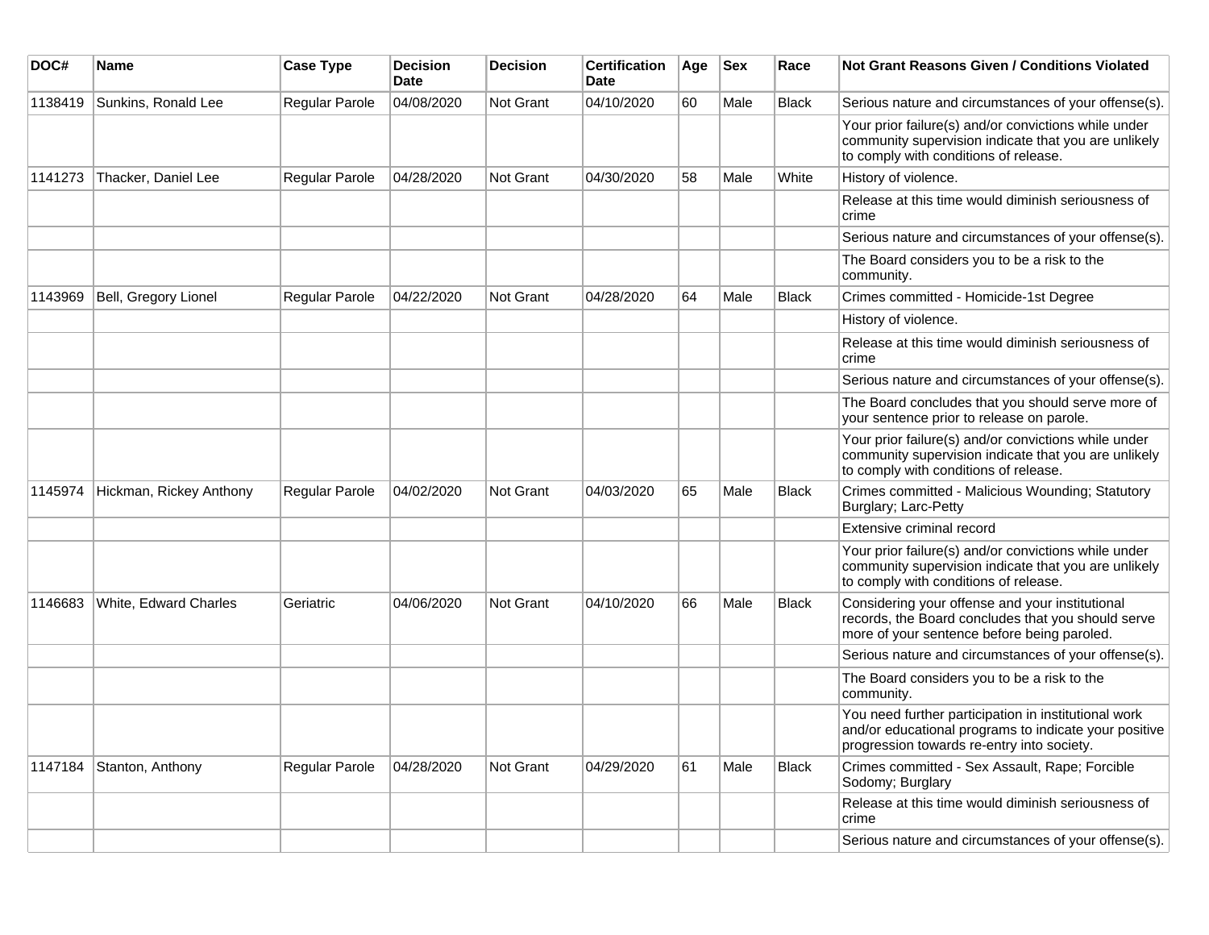| DOC# | Name | Case Type | Decision Date | Decision | Certification Date | Age | Sex | Race | Not Grant Reasons Given / Conditions Violated |
|---|---|---|---|---|---|---|---|---|---|
| 1138419 | Sunkins, Ronald Lee | Regular Parole | 04/08/2020 | Not Grant | 04/10/2020 | 60 | Male | Black | Serious nature and circumstances of your offense(s). |
| | | | | | | | | | Your prior failure(s) and/or convictions while under community supervision indicate that you are unlikely to comply with conditions of release. |
| 1141273 | Thacker, Daniel Lee | Regular Parole | 04/28/2020 | Not Grant | 04/30/2020 | 58 | Male | White | History of violence. |
| | | | | | | | | | Release at this time would diminish seriousness of crime |
| | | | | | | | | | Serious nature and circumstances of your offense(s). |
| | | | | | | | | | The Board considers you to be a risk to the community. |
| 1143969 | Bell, Gregory Lionel | Regular Parole | 04/22/2020 | Not Grant | 04/28/2020 | 64 | Male | Black | Crimes committed - Homicide-1st Degree |
| | | | | | | | | | History of violence. |
| | | | | | | | | | Release at this time would diminish seriousness of crime |
| | | | | | | | | | Serious nature and circumstances of your offense(s). |
| | | | | | | | | | The Board concludes that you should serve more of your sentence prior to release on parole. |
| | | | | | | | | | Your prior failure(s) and/or convictions while under community supervision indicate that you are unlikely to comply with conditions of release. |
| 1145974 | Hickman, Rickey Anthony | Regular Parole | 04/02/2020 | Not Grant | 04/03/2020 | 65 | Male | Black | Crimes committed - Malicious Wounding; Statutory Burglary; Larc-Petty |
| | | | | | | | | | Extensive criminal record |
| | | | | | | | | | Your prior failure(s) and/or convictions while under community supervision indicate that you are unlikely to comply with conditions of release. |
| 1146683 | White, Edward Charles | Geriatric | 04/06/2020 | Not Grant | 04/10/2020 | 66 | Male | Black | Considering your offense and your institutional records, the Board concludes that you should serve more of your sentence before being paroled. |
| | | | | | | | | | Serious nature and circumstances of your offense(s). |
| | | | | | | | | | The Board considers you to be a risk to the community. |
| | | | | | | | | | You need further participation in institutional work and/or educational programs to indicate your positive progression towards re-entry into society. |
| 1147184 | Stanton, Anthony | Regular Parole | 04/28/2020 | Not Grant | 04/29/2020 | 61 | Male | Black | Crimes committed - Sex Assault, Rape; Forcible Sodomy; Burglary |
| | | | | | | | | | Release at this time would diminish seriousness of crime |
| | | | | | | | | | Serious nature and circumstances of your offense(s). |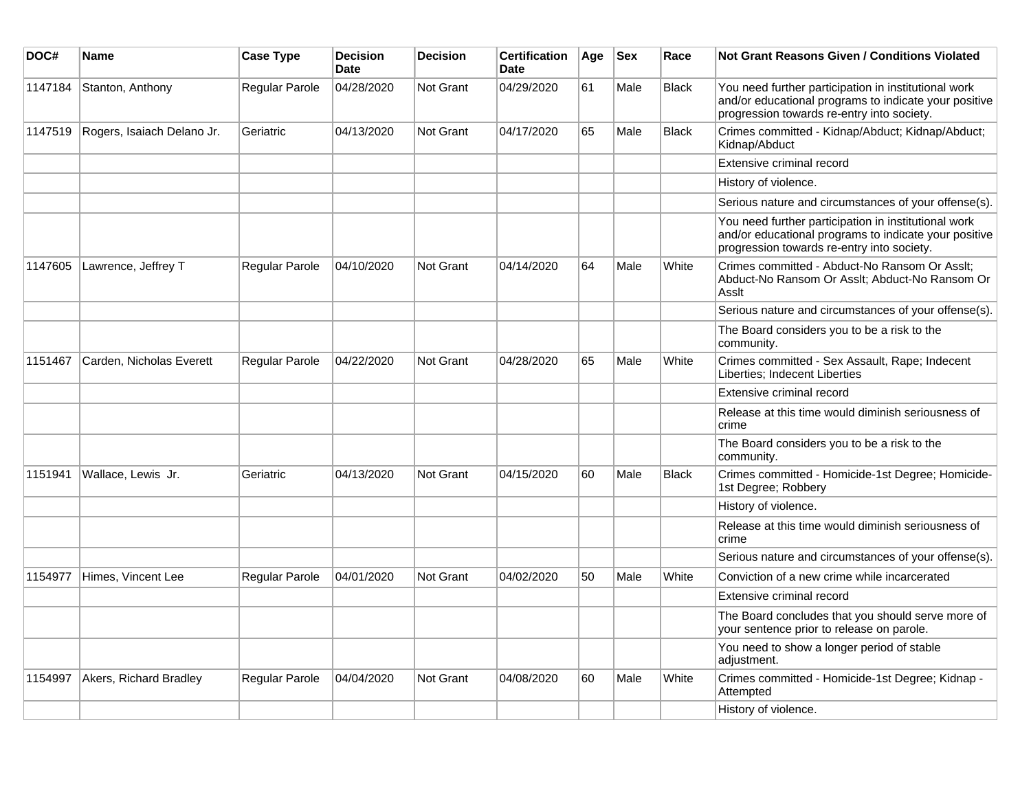| DOC# | Name | Case Type | Decision Date | Decision | Certification Date | Age | Sex | Race | Not Grant Reasons Given / Conditions Violated |
|---|---|---|---|---|---|---|---|---|---|
| 1147184 | Stanton, Anthony | Regular Parole | 04/28/2020 | Not Grant | 04/29/2020 | 61 | Male | Black | You need further participation in institutional work and/or educational programs to indicate your positive progression towards re-entry into society. |
| 1147519 | Rogers, Isaiach Delano Jr. | Geriatric | 04/13/2020 | Not Grant | 04/17/2020 | 65 | Male | Black | Crimes committed - Kidnap/Abduct; Kidnap/Abduct; Kidnap/Abduct |
| | | | | | | | | | Extensive criminal record |
| | | | | | | | | | History of violence. |
| | | | | | | | | | Serious nature and circumstances of your offense(s). |
| | | | | | | | | | You need further participation in institutional work and/or educational programs to indicate your positive progression towards re-entry into society. |
| 1147605 | Lawrence, Jeffrey T | Regular Parole | 04/10/2020 | Not Grant | 04/14/2020 | 64 | Male | White | Crimes committed - Abduct-No Ransom Or Asslt; Abduct-No Ransom Or Asslt; Abduct-No Ransom Or Asslt |
| | | | | | | | | | Serious nature and circumstances of your offense(s). |
| | | | | | | | | | The Board considers you to be a risk to the community. |
| 1151467 | Carden, Nicholas Everett | Regular Parole | 04/22/2020 | Not Grant | 04/28/2020 | 65 | Male | White | Crimes committed - Sex Assault, Rape; Indecent Liberties; Indecent Liberties |
| | | | | | | | | | Extensive criminal record |
| | | | | | | | | | Release at this time would diminish seriousness of crime |
| | | | | | | | | | The Board considers you to be a risk to the community. |
| 1151941 | Wallace, Lewis Jr. | Geriatric | 04/13/2020 | Not Grant | 04/15/2020 | 60 | Male | Black | Crimes committed - Homicide-1st Degree; Homicide-1st Degree; Robbery |
| | | | | | | | | | History of violence. |
| | | | | | | | | | Release at this time would diminish seriousness of crime |
| | | | | | | | | | Serious nature and circumstances of your offense(s). |
| 1154977 | Himes, Vincent Lee | Regular Parole | 04/01/2020 | Not Grant | 04/02/2020 | 50 | Male | White | Conviction of a new crime while incarcerated |
| | | | | | | | | | Extensive criminal record |
| | | | | | | | | | The Board concludes that you should serve more of your sentence prior to release on parole. |
| | | | | | | | | | You need to show a longer period of stable adjustment. |
| 1154997 | Akers, Richard Bradley | Regular Parole | 04/04/2020 | Not Grant | 04/08/2020 | 60 | Male | White | Crimes committed - Homicide-1st Degree; Kidnap - Attempted |
| | | | | | | | | | History of violence. |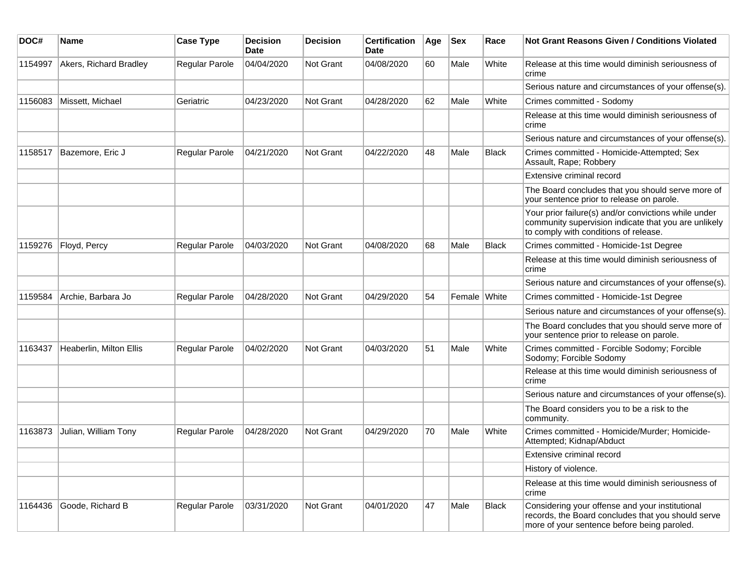| DOC# | Name | Case Type | Decision Date | Decision | Certification Date | Age | Sex | Race | Not Grant Reasons Given / Conditions Violated |
|---|---|---|---|---|---|---|---|---|---|
| 1154997 | Akers, Richard Bradley | Regular Parole | 04/04/2020 | Not Grant | 04/08/2020 | 60 | Male | White | Release at this time would diminish seriousness of crime |
| | | | | | | | | | Serious nature and circumstances of your offense(s). |
| 1156083 | Missett, Michael | Geriatric | 04/23/2020 | Not Grant | 04/28/2020 | 62 | Male | White | Crimes committed - Sodomy |
| | | | | | | | | | Release at this time would diminish seriousness of crime |
| | | | | | | | | | Serious nature and circumstances of your offense(s). |
| 1158517 | Bazemore, Eric J | Regular Parole | 04/21/2020 | Not Grant | 04/22/2020 | 48 | Male | Black | Crimes committed - Homicide-Attempted; Sex Assault, Rape; Robbery |
| | | | | | | | | | Extensive criminal record |
| | | | | | | | | | The Board concludes that you should serve more of your sentence prior to release on parole. |
| | | | | | | | | | Your prior failure(s) and/or convictions while under community supervision indicate that you are unlikely to comply with conditions of release. |
| 1159276 | Floyd, Percy | Regular Parole | 04/03/2020 | Not Grant | 04/08/2020 | 68 | Male | Black | Crimes committed - Homicide-1st Degree |
| | | | | | | | | | Release at this time would diminish seriousness of crime |
| | | | | | | | | | Serious nature and circumstances of your offense(s). |
| 1159584 | Archie, Barbara Jo | Regular Parole | 04/28/2020 | Not Grant | 04/29/2020 | 54 | Female | White | Crimes committed - Homicide-1st Degree |
| | | | | | | | | | Serious nature and circumstances of your offense(s). |
| | | | | | | | | | The Board concludes that you should serve more of your sentence prior to release on parole. |
| 1163437 | Heaberlin, Milton Ellis | Regular Parole | 04/02/2020 | Not Grant | 04/03/2020 | 51 | Male | White | Crimes committed - Forcible Sodomy; Forcible Sodomy; Forcible Sodomy |
| | | | | | | | | | Release at this time would diminish seriousness of crime |
| | | | | | | | | | Serious nature and circumstances of your offense(s). |
| | | | | | | | | | The Board considers you to be a risk to the community. |
| 1163873 | Julian, William Tony | Regular Parole | 04/28/2020 | Not Grant | 04/29/2020 | 70 | Male | White | Crimes committed - Homicide/Murder; Homicide-Attempted; Kidnap/Abduct |
| | | | | | | | | | Extensive criminal record |
| | | | | | | | | | History of violence. |
| | | | | | | | | | Release at this time would diminish seriousness of crime |
| 1164436 | Goode, Richard B | Regular Parole | 03/31/2020 | Not Grant | 04/01/2020 | 47 | Male | Black | Considering your offense and your institutional records, the Board concludes that you should serve more of your sentence before being paroled. |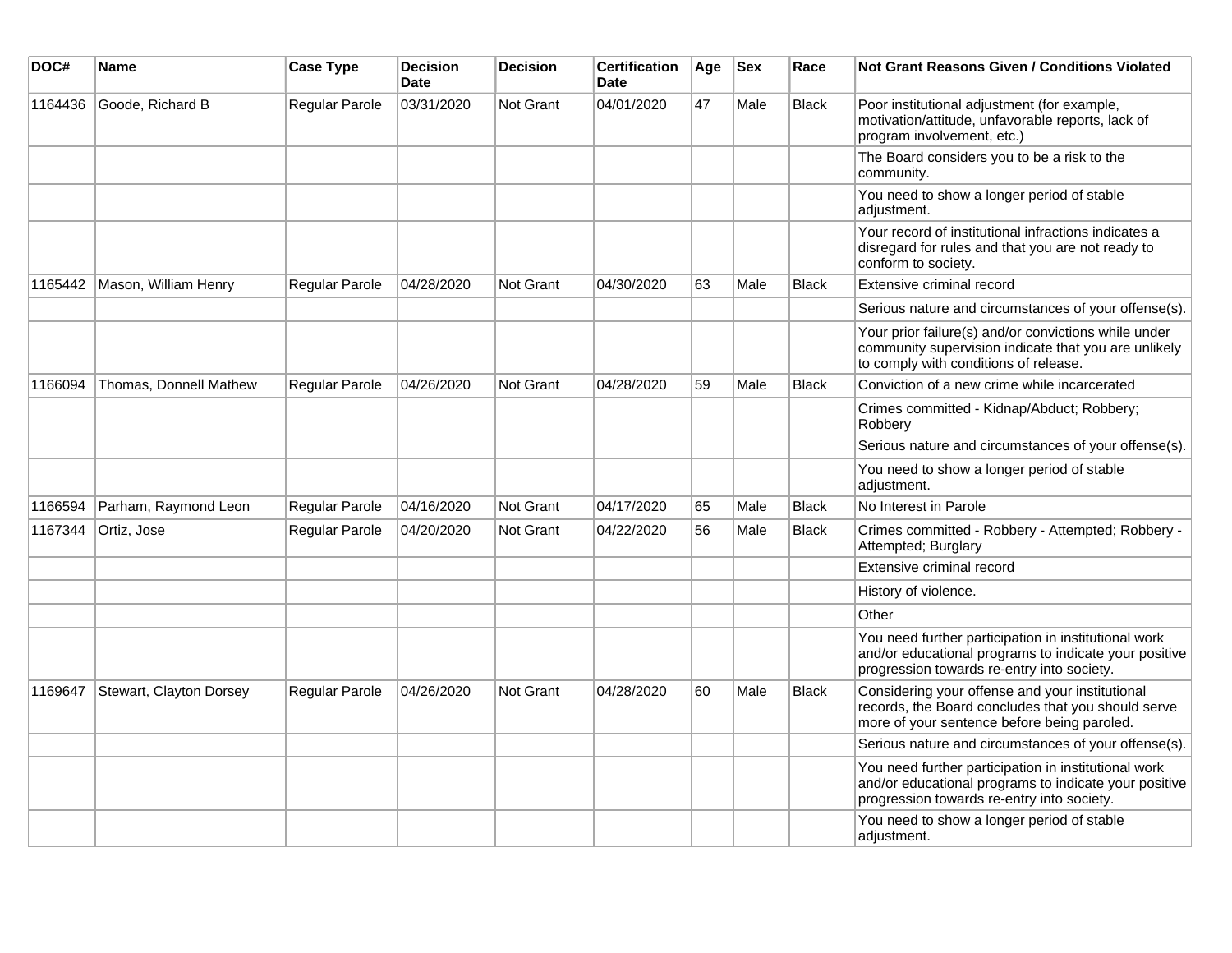| DOC# | Name | Case Type | Decision Date | Decision | Certification Date | Age | Sex | Race | Not Grant Reasons Given / Conditions Violated |
| --- | --- | --- | --- | --- | --- | --- | --- | --- | --- |
| 1164436 | Goode, Richard B | Regular Parole | 03/31/2020 | Not Grant | 04/01/2020 | 47 | Male | Black | Poor institutional adjustment (for example, motivation/attitude, unfavorable reports, lack of program involvement, etc.) |
| | | | | | | | | | The Board considers you to be a risk to the community. |
| | | | | | | | | | You need to show a longer period of stable adjustment. |
| | | | | | | | | | Your record of institutional infractions indicates a disregard for rules and that you are not ready to conform to society. |
| 1165442 | Mason, William Henry | Regular Parole | 04/28/2020 | Not Grant | 04/30/2020 | 63 | Male | Black | Extensive criminal record |
| | | | | | | | | | Serious nature and circumstances of your offense(s). |
| | | | | | | | | | Your prior failure(s) and/or convictions while under community supervision indicate that you are unlikely to comply with conditions of release. |
| 1166094 | Thomas, Donnell Mathew | Regular Parole | 04/26/2020 | Not Grant | 04/28/2020 | 59 | Male | Black | Conviction of a new crime while incarcerated |
| | | | | | | | | | Crimes committed - Kidnap/Abduct; Robbery; Robbery |
| | | | | | | | | | Serious nature and circumstances of your offense(s). |
| | | | | | | | | | You need to show a longer period of stable adjustment. |
| 1166594 | Parham, Raymond Leon | Regular Parole | 04/16/2020 | Not Grant | 04/17/2020 | 65 | Male | Black | No Interest in Parole |
| 1167344 | Ortiz, Jose | Regular Parole | 04/20/2020 | Not Grant | 04/22/2020 | 56 | Male | Black | Crimes committed - Robbery - Attempted; Robbery - Attempted; Burglary |
| | | | | | | | | | Extensive criminal record |
| | | | | | | | | | History of violence. |
| | | | | | | | | | Other |
| | | | | | | | | | You need further participation in institutional work and/or educational programs to indicate your positive progression towards re-entry into society. |
| 1169647 | Stewart, Clayton Dorsey | Regular Parole | 04/26/2020 | Not Grant | 04/28/2020 | 60 | Male | Black | Considering your offense and your institutional records, the Board concludes that you should serve more of your sentence before being paroled. |
| | | | | | | | | | Serious nature and circumstances of your offense(s). |
| | | | | | | | | | You need further participation in institutional work and/or educational programs to indicate your positive progression towards re-entry into society. |
| | | | | | | | | | You need to show a longer period of stable adjustment. |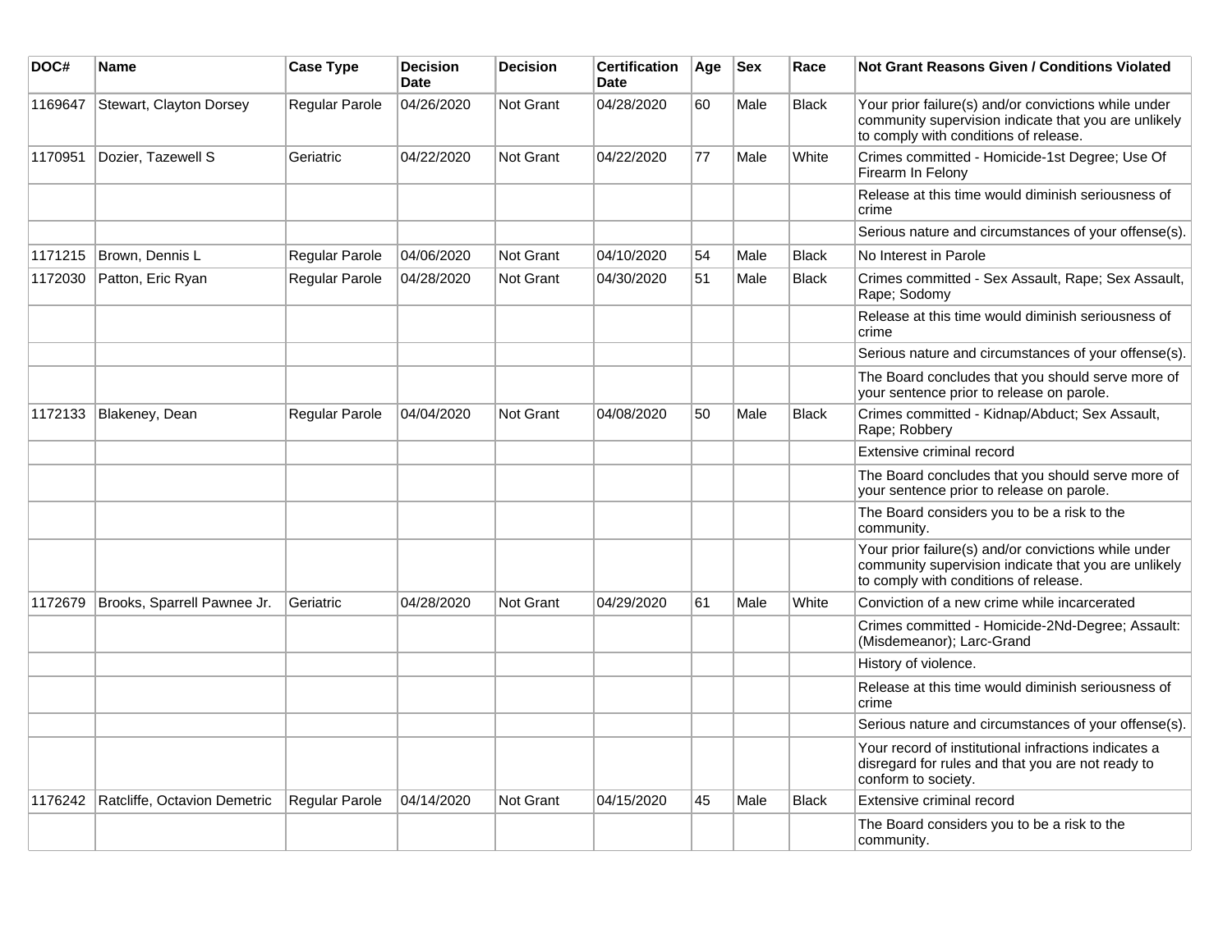| DOC# | Name | Case Type | Decision Date | Decision | Certification Date | Age | Sex | Race | Not Grant Reasons Given / Conditions Violated |
| --- | --- | --- | --- | --- | --- | --- | --- | --- | --- |
| 1169647 | Stewart, Clayton Dorsey | Regular Parole | 04/26/2020 | Not Grant | 04/28/2020 | 60 | Male | Black | Your prior failure(s) and/or convictions while under community supervision indicate that you are unlikely to comply with conditions of release. |
| 1170951 | Dozier, Tazewell S | Geriatric | 04/22/2020 | Not Grant | 04/22/2020 | 77 | Male | White | Crimes committed - Homicide-1st Degree; Use Of Firearm In Felony |
| | | | | | | | | | Release at this time would diminish seriousness of crime |
| | | | | | | | | | Serious nature and circumstances of your offense(s). |
| 1171215 | Brown, Dennis L | Regular Parole | 04/06/2020 | Not Grant | 04/10/2020 | 54 | Male | Black | No Interest in Parole |
| 1172030 | Patton, Eric Ryan | Regular Parole | 04/28/2020 | Not Grant | 04/30/2020 | 51 | Male | Black | Crimes committed - Sex Assault, Rape; Sex Assault, Rape; Sodomy |
| | | | | | | | | | Release at this time would diminish seriousness of crime |
| | | | | | | | | | Serious nature and circumstances of your offense(s). |
| | | | | | | | | | The Board concludes that you should serve more of your sentence prior to release on parole. |
| 1172133 | Blakeney, Dean | Regular Parole | 04/04/2020 | Not Grant | 04/08/2020 | 50 | Male | Black | Crimes committed - Kidnap/Abduct; Sex Assault, Rape; Robbery |
| | | | | | | | | | Extensive criminal record |
| | | | | | | | | | The Board concludes that you should serve more of your sentence prior to release on parole. |
| | | | | | | | | | The Board considers you to be a risk to the community. |
| | | | | | | | | | Your prior failure(s) and/or convictions while under community supervision indicate that you are unlikely to comply with conditions of release. |
| 1172679 | Brooks, Sparrell Pawnee Jr. | Geriatric | 04/28/2020 | Not Grant | 04/29/2020 | 61 | Male | White | Conviction of a new crime while incarcerated |
| | | | | | | | | | Crimes committed - Homicide-2Nd-Degree; Assault: (Misdemeanor); Larc-Grand |
| | | | | | | | | | History of violence. |
| | | | | | | | | | Release at this time would diminish seriousness of crime |
| | | | | | | | | | Serious nature and circumstances of your offense(s). |
| | | | | | | | | | Your record of institutional infractions indicates a disregard for rules and that you are not ready to conform to society. |
| 1176242 | Ratcliffe, Octavion Demetric | Regular Parole | 04/14/2020 | Not Grant | 04/15/2020 | 45 | Male | Black | Extensive criminal record |
| | | | | | | | | | The Board considers you to be a risk to the community. |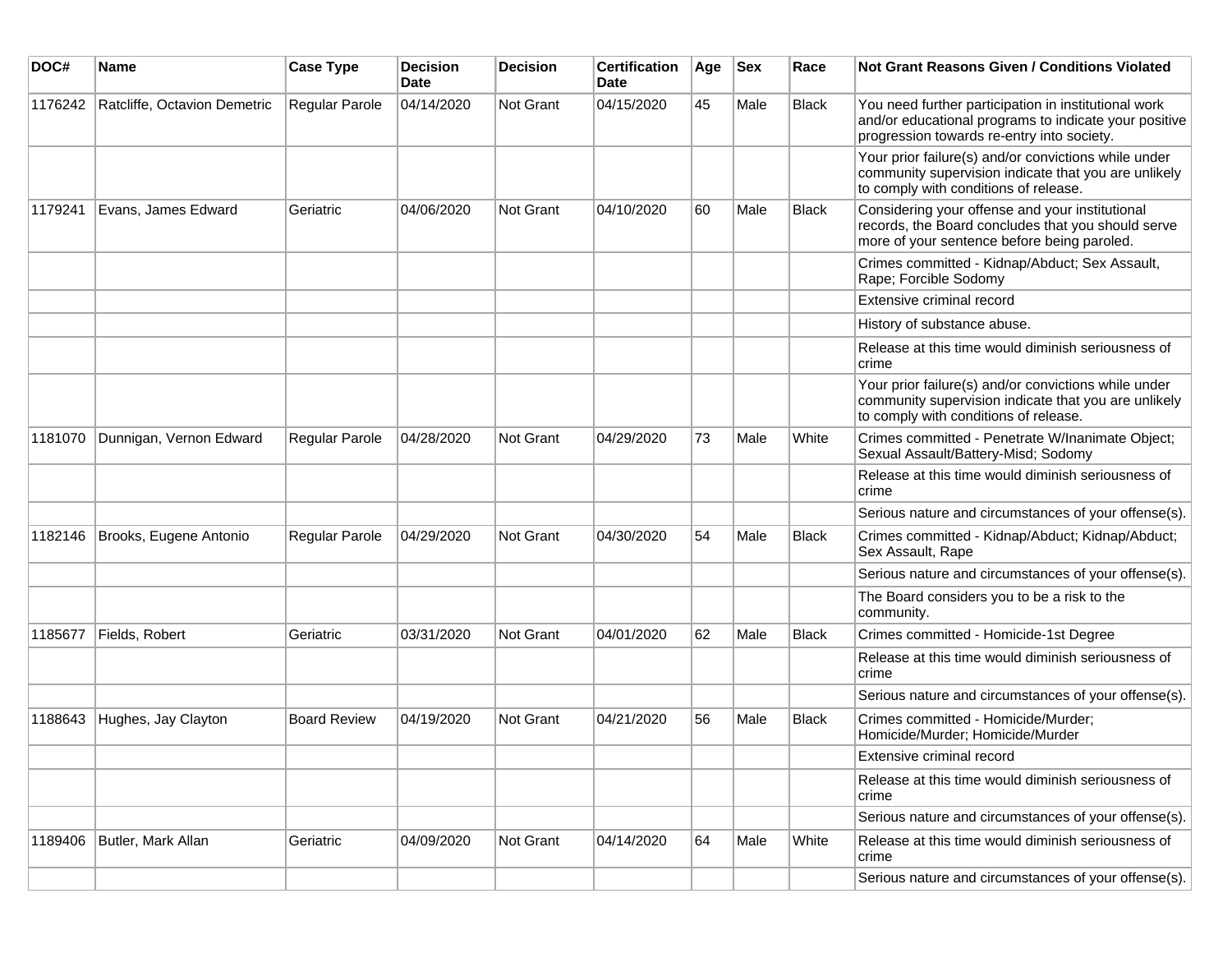| DOC# | Name | Case Type | Decision Date | Decision | Certification Date | Age | Sex | Race | Not Grant Reasons Given / Conditions Violated |
|---|---|---|---|---|---|---|---|---|---|
| 1176242 | Ratcliffe, Octavion Demetric | Regular Parole | 04/14/2020 | Not Grant | 04/15/2020 | 45 | Male | Black | You need further participation in institutional work and/or educational programs to indicate your positive progression towards re-entry into society. |
| | | | | | | | | | Your prior failure(s) and/or convictions while under community supervision indicate that you are unlikely to comply with conditions of release. |
| 1179241 | Evans, James Edward | Geriatric | 04/06/2020 | Not Grant | 04/10/2020 | 60 | Male | Black | Considering your offense and your institutional records, the Board concludes that you should serve more of your sentence before being paroled. |
| | | | | | | | | | Crimes committed - Kidnap/Abduct; Sex Assault, Rape; Forcible Sodomy |
| | | | | | | | | | Extensive criminal record |
| | | | | | | | | | History of substance abuse. |
| | | | | | | | | | Release at this time would diminish seriousness of crime |
| | | | | | | | | | Your prior failure(s) and/or convictions while under community supervision indicate that you are unlikely to comply with conditions of release. |
| 1181070 | Dunnigan, Vernon Edward | Regular Parole | 04/28/2020 | Not Grant | 04/29/2020 | 73 | Male | White | Crimes committed - Penetrate W/Inanimate Object; Sexual Assault/Battery-Misd; Sodomy |
| | | | | | | | | | Release at this time would diminish seriousness of crime |
| | | | | | | | | | Serious nature and circumstances of your offense(s). |
| 1182146 | Brooks, Eugene Antonio | Regular Parole | 04/29/2020 | Not Grant | 04/30/2020 | 54 | Male | Black | Crimes committed - Kidnap/Abduct; Kidnap/Abduct; Sex Assault, Rape |
| | | | | | | | | | Serious nature and circumstances of your offense(s). |
| | | | | | | | | | The Board considers you to be a risk to the community. |
| 1185677 | Fields, Robert | Geriatric | 03/31/2020 | Not Grant | 04/01/2020 | 62 | Male | Black | Crimes committed - Homicide-1st Degree |
| | | | | | | | | | Release at this time would diminish seriousness of crime |
| | | | | | | | | | Serious nature and circumstances of your offense(s). |
| 1188643 | Hughes, Jay Clayton | Board Review | 04/19/2020 | Not Grant | 04/21/2020 | 56 | Male | Black | Crimes committed - Homicide/Murder; Homicide/Murder; Homicide/Murder |
| | | | | | | | | | Extensive criminal record |
| | | | | | | | | | Release at this time would diminish seriousness of crime |
| | | | | | | | | | Serious nature and circumstances of your offense(s). |
| 1189406 | Butler, Mark Allan | Geriatric | 04/09/2020 | Not Grant | 04/14/2020 | 64 | Male | White | Release at this time would diminish seriousness of crime |
| | | | | | | | | | Serious nature and circumstances of your offense(s). |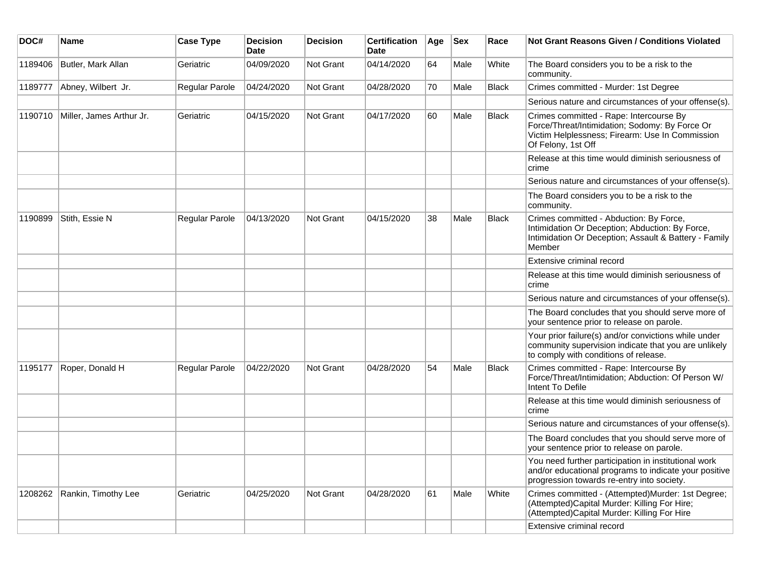| DOC# | Name | Case Type | Decision Date | Decision | Certification Date | Age | Sex | Race | Not Grant Reasons Given / Conditions Violated |
|---|---|---|---|---|---|---|---|---|---|
| 1189406 | Butler, Mark Allan | Geriatric | 04/09/2020 | Not Grant | 04/14/2020 | 64 | Male | White | The Board considers you to be a risk to the community. |
| 1189777 | Abney, Wilbert Jr. | Regular Parole | 04/24/2020 | Not Grant | 04/28/2020 | 70 | Male | Black | Crimes committed - Murder: 1st Degree |
| | | | | | | | | | Serious nature and circumstances of your offense(s). |
| 1190710 | Miller, James Arthur Jr. | Geriatric | 04/15/2020 | Not Grant | 04/17/2020 | 60 | Male | Black | Crimes committed - Rape: Intercourse By Force/Threat/Intimidation; Sodomy: By Force Or Victim Helplessness; Firearm: Use In Commission Of Felony, 1st Off |
| | | | | | | | | | Release at this time would diminish seriousness of crime |
| | | | | | | | | | Serious nature and circumstances of your offense(s). |
| | | | | | | | | | The Board considers you to be a risk to the community. |
| 1190899 | Stith, Essie N | Regular Parole | 04/13/2020 | Not Grant | 04/15/2020 | 38 | Male | Black | Crimes committed - Abduction: By Force, Intimidation Or Deception; Abduction: By Force, Intimidation Or Deception; Assault & Battery - Family Member |
| | | | | | | | | | Extensive criminal record |
| | | | | | | | | | Release at this time would diminish seriousness of crime |
| | | | | | | | | | Serious nature and circumstances of your offense(s). |
| | | | | | | | | | The Board concludes that you should serve more of your sentence prior to release on parole. |
| | | | | | | | | | Your prior failure(s) and/or convictions while under community supervision indicate that you are unlikely to comply with conditions of release. |
| 1195177 | Roper, Donald H | Regular Parole | 04/22/2020 | Not Grant | 04/28/2020 | 54 | Male | Black | Crimes committed - Rape: Intercourse By Force/Threat/Intimidation; Abduction: Of Person W/ Intent To Defile |
| | | | | | | | | | Release at this time would diminish seriousness of crime |
| | | | | | | | | | Serious nature and circumstances of your offense(s). |
| | | | | | | | | | The Board concludes that you should serve more of your sentence prior to release on parole. |
| | | | | | | | | | You need further participation in institutional work and/or educational programs to indicate your positive progression towards re-entry into society. |
| 1208262 | Rankin, Timothy Lee | Geriatric | 04/25/2020 | Not Grant | 04/28/2020 | 61 | Male | White | Crimes committed - (Attempted)Murder: 1st Degree; (Attempted)Capital Murder: Killing For Hire; (Attempted)Capital Murder: Killing For Hire |
| | | | | | | | | | Extensive criminal record |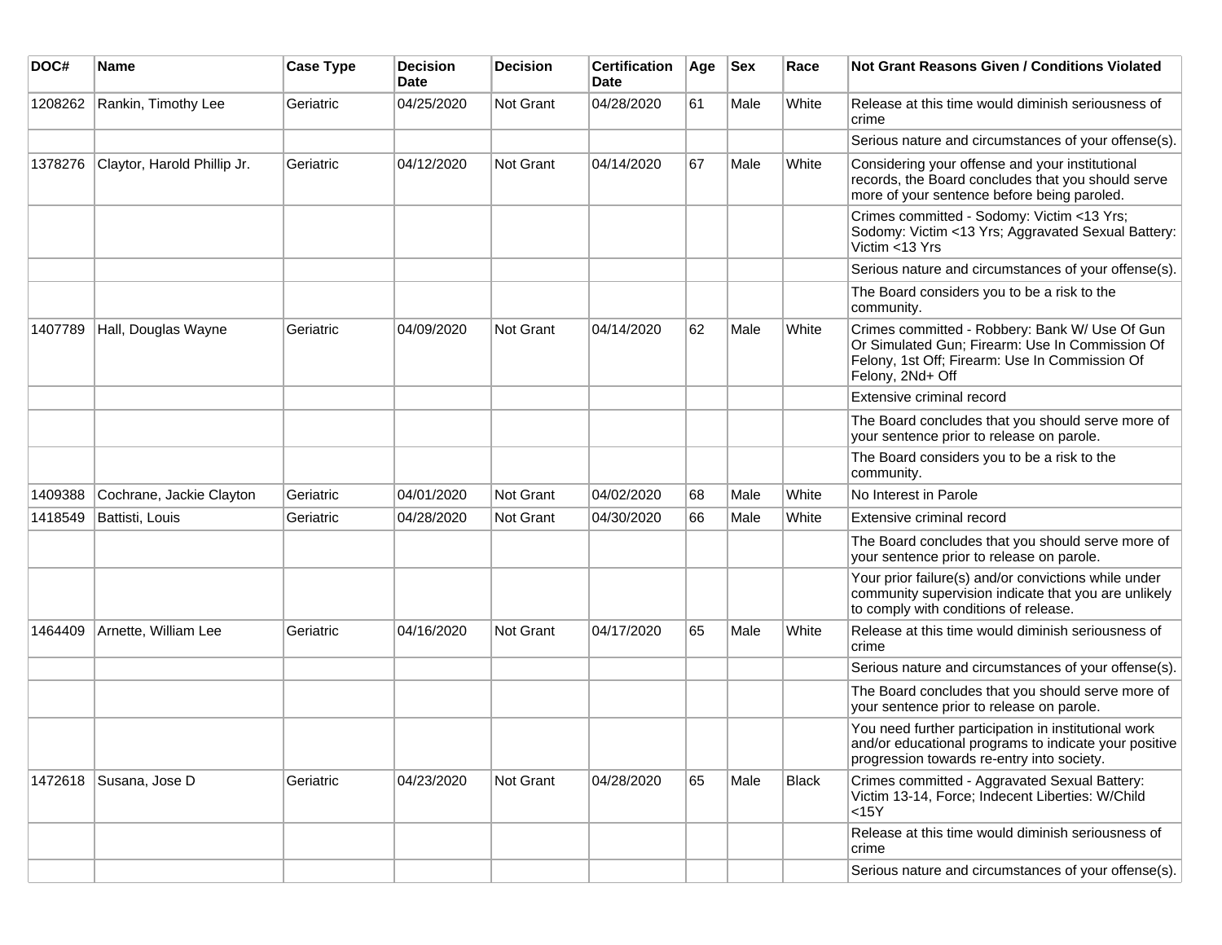| DOC# | Name | Case Type | Decision Date | Decision | Certification Date | Age | Sex | Race | Not Grant Reasons Given / Conditions Violated |
|---|---|---|---|---|---|---|---|---|---|
| 1208262 | Rankin, Timothy Lee | Geriatric | 04/25/2020 | Not Grant | 04/28/2020 | 61 | Male | White | Release at this time would diminish seriousness of crime |
| | | | | | | | | | Serious nature and circumstances of your offense(s). |
| 1378276 | Claytor, Harold Phillip Jr. | Geriatric | 04/12/2020 | Not Grant | 04/14/2020 | 67 | Male | White | Considering your offense and your institutional records, the Board concludes that you should serve more of your sentence before being paroled. |
| | | | | | | | | | Crimes committed - Sodomy: Victim <13 Yrs; Sodomy: Victim <13 Yrs; Aggravated Sexual Battery: Victim <13 Yrs |
| | | | | | | | | | Serious nature and circumstances of your offense(s). |
| | | | | | | | | | The Board considers you to be a risk to the community. |
| 1407789 | Hall, Douglas Wayne | Geriatric | 04/09/2020 | Not Grant | 04/14/2020 | 62 | Male | White | Crimes committed - Robbery: Bank W/ Use Of Gun Or Simulated Gun; Firearm: Use In Commission Of Felony, 1st Off; Firearm: Use In Commission Of Felony, 2Nd+ Off |
| | | | | | | | | | Extensive criminal record |
| | | | | | | | | | The Board concludes that you should serve more of your sentence prior to release on parole. |
| | | | | | | | | | The Board considers you to be a risk to the community. |
| 1409388 | Cochrane, Jackie Clayton | Geriatric | 04/01/2020 | Not Grant | 04/02/2020 | 68 | Male | White | No Interest in Parole |
| 1418549 | Battisti, Louis | Geriatric | 04/28/2020 | Not Grant | 04/30/2020 | 66 | Male | White | Extensive criminal record |
| | | | | | | | | | The Board concludes that you should serve more of your sentence prior to release on parole. |
| | | | | | | | | | Your prior failure(s) and/or convictions while under community supervision indicate that you are unlikely to comply with conditions of release. |
| 1464409 | Arnette, William Lee | Geriatric | 04/16/2020 | Not Grant | 04/17/2020 | 65 | Male | White | Release at this time would diminish seriousness of crime |
| | | | | | | | | | Serious nature and circumstances of your offense(s). |
| | | | | | | | | | The Board concludes that you should serve more of your sentence prior to release on parole. |
| | | | | | | | | | You need further participation in institutional work and/or educational programs to indicate your positive progression towards re-entry into society. |
| 1472618 | Susana, Jose D | Geriatric | 04/23/2020 | Not Grant | 04/28/2020 | 65 | Male | Black | Crimes committed - Aggravated Sexual Battery: Victim 13-14, Force; Indecent Liberties: W/Child <15Y |
| | | | | | | | | | Release at this time would diminish seriousness of crime |
| | | | | | | | | | Serious nature and circumstances of your offense(s). |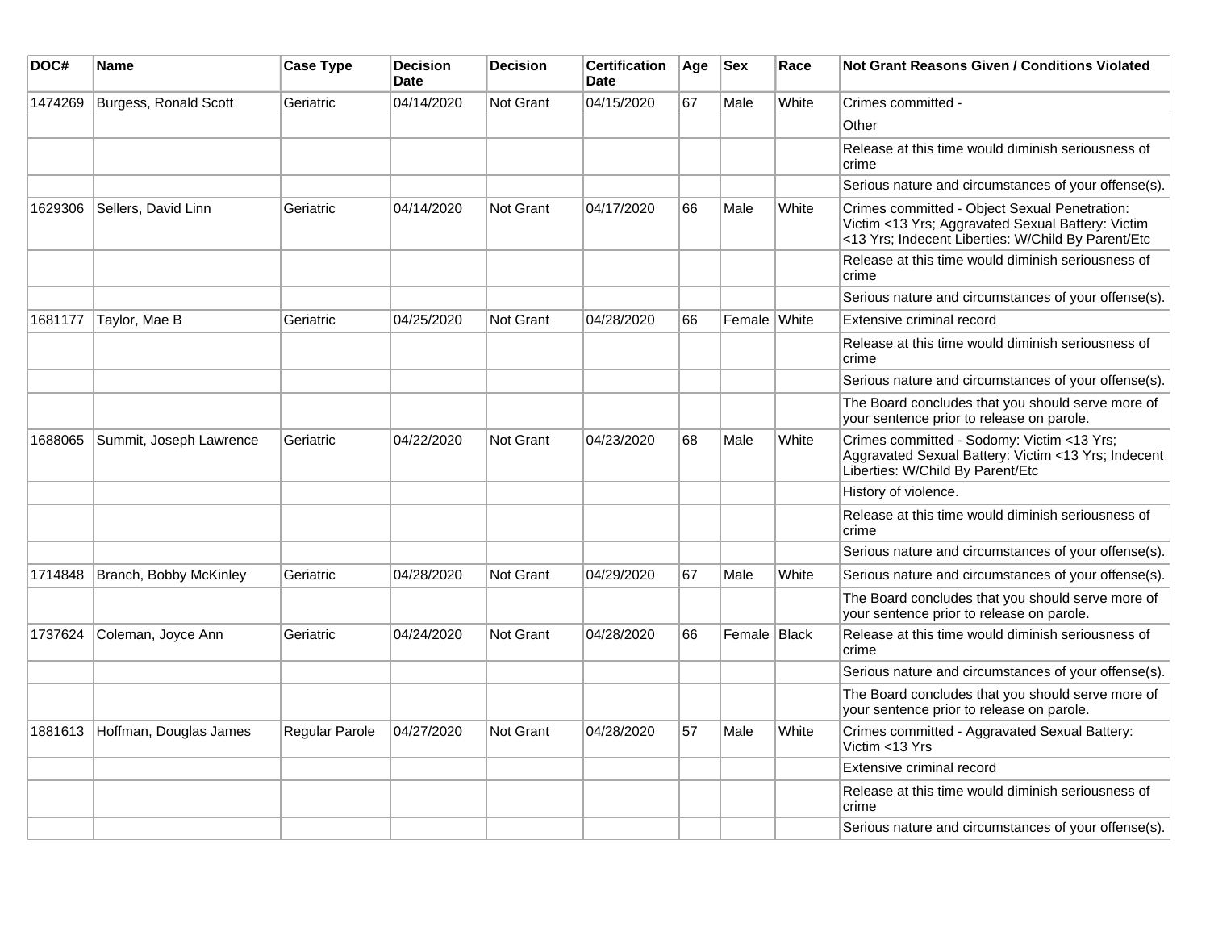| DOC# | Name | Case Type | Decision Date | Decision | Certification Date | Age | Sex | Race | Not Grant Reasons Given / Conditions Violated |
|---|---|---|---|---|---|---|---|---|---|
| 1474269 | Burgess, Ronald Scott | Geriatric | 04/14/2020 | Not Grant | 04/15/2020 | 67 | Male | White | Crimes committed - |
| | | | | | | | | | Other |
| | | | | | | | | | Release at this time would diminish seriousness of crime |
| | | | | | | | | | Serious nature and circumstances of your offense(s). |
| 1629306 | Sellers, David Linn | Geriatric | 04/14/2020 | Not Grant | 04/17/2020 | 66 | Male | White | Crimes committed - Object Sexual Penetration: Victim <13 Yrs; Aggravated Sexual Battery: Victim <13 Yrs; Indecent Liberties: W/Child By Parent/Etc |
| | | | | | | | | | Release at this time would diminish seriousness of crime |
| | | | | | | | | | Serious nature and circumstances of your offense(s). |
| 1681177 | Taylor, Mae B | Geriatric | 04/25/2020 | Not Grant | 04/28/2020 | 66 | Female | White | Extensive criminal record |
| | | | | | | | | | Release at this time would diminish seriousness of crime |
| | | | | | | | | | Serious nature and circumstances of your offense(s). |
| | | | | | | | | | The Board concludes that you should serve more of your sentence prior to release on parole. |
| 1688065 | Summit, Joseph Lawrence | Geriatric | 04/22/2020 | Not Grant | 04/23/2020 | 68 | Male | White | Crimes committed - Sodomy: Victim <13 Yrs; Aggravated Sexual Battery: Victim <13 Yrs; Indecent Liberties: W/Child By Parent/Etc |
| | | | | | | | | | History of violence. |
| | | | | | | | | | Release at this time would diminish seriousness of crime |
| | | | | | | | | | Serious nature and circumstances of your offense(s). |
| 1714848 | Branch, Bobby McKinley | Geriatric | 04/28/2020 | Not Grant | 04/29/2020 | 67 | Male | White | Serious nature and circumstances of your offense(s). |
| | | | | | | | | | The Board concludes that you should serve more of your sentence prior to release on parole. |
| 1737624 | Coleman, Joyce Ann | Geriatric | 04/24/2020 | Not Grant | 04/28/2020 | 66 | Female | Black | Release at this time would diminish seriousness of crime |
| | | | | | | | | | Serious nature and circumstances of your offense(s). |
| | | | | | | | | | The Board concludes that you should serve more of your sentence prior to release on parole. |
| 1881613 | Hoffman, Douglas James | Regular Parole | 04/27/2020 | Not Grant | 04/28/2020 | 57 | Male | White | Crimes committed - Aggravated Sexual Battery: Victim <13 Yrs |
| | | | | | | | | | Extensive criminal record |
| | | | | | | | | | Release at this time would diminish seriousness of crime |
| | | | | | | | | | Serious nature and circumstances of your offense(s). |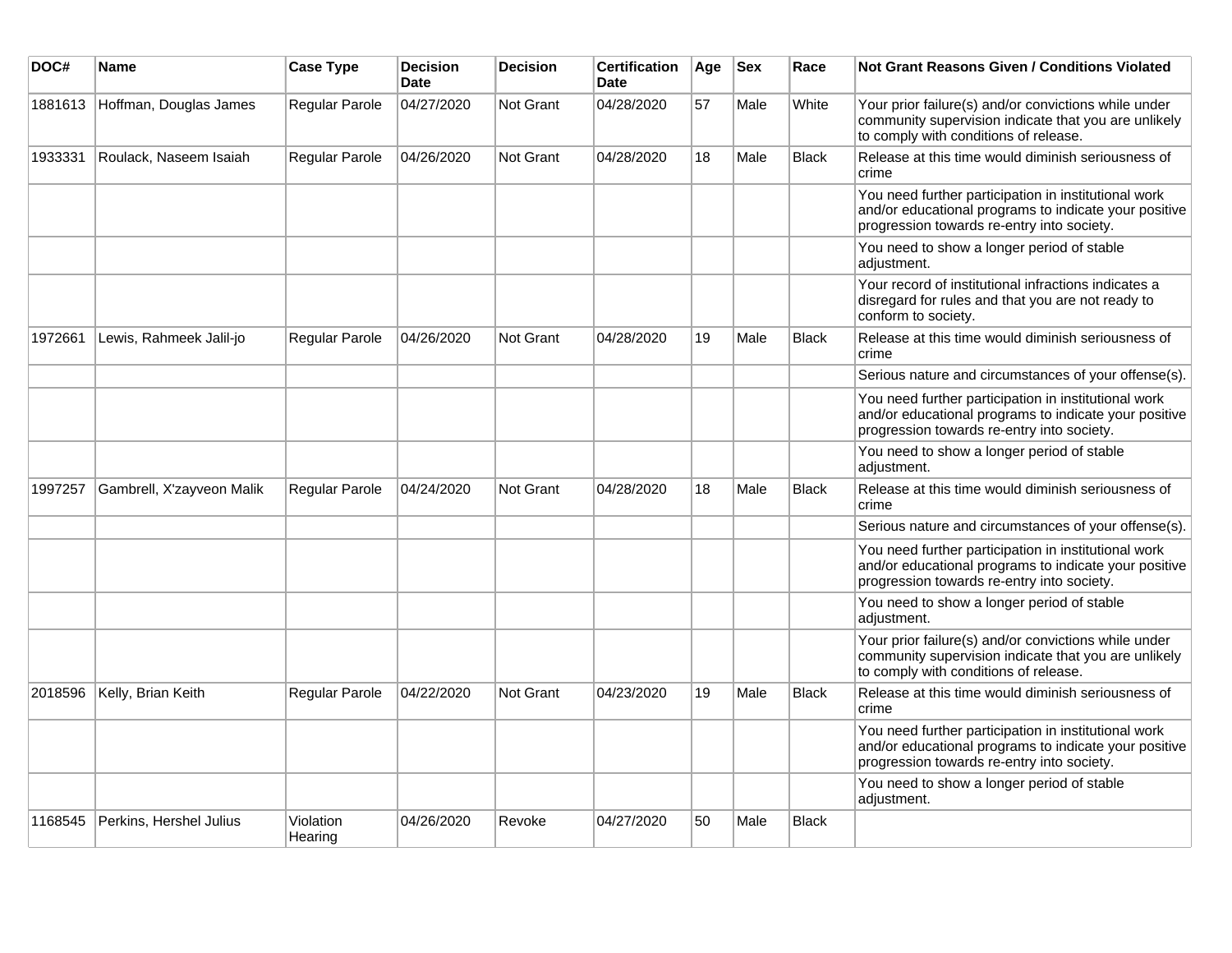| DOC# | Name | Case Type | Decision Date | Decision | Certification Date | Age | Sex | Race | Not Grant Reasons Given / Conditions Violated |
| --- | --- | --- | --- | --- | --- | --- | --- | --- | --- |
| 1881613 | Hoffman, Douglas James | Regular Parole | 04/27/2020 | Not Grant | 04/28/2020 | 57 | Male | White | Your prior failure(s) and/or convictions while under community supervision indicate that you are unlikely to comply with conditions of release. |
| 1933331 | Roulack, Naseem Isaiah | Regular Parole | 04/26/2020 | Not Grant | 04/28/2020 | 18 | Male | Black | Release at this time would diminish seriousness of crime |
| | | | | | | | | | You need further participation in institutional work and/or educational programs to indicate your positive progression towards re-entry into society. |
| | | | | | | | | | You need to show a longer period of stable adjustment. |
| | | | | | | | | | Your record of institutional infractions indicates a disregard for rules and that you are not ready to conform to society. |
| 1972661 | Lewis, Rahmeek Jalil-jo | Regular Parole | 04/26/2020 | Not Grant | 04/28/2020 | 19 | Male | Black | Release at this time would diminish seriousness of crime |
| | | | | | | | | | Serious nature and circumstances of your offense(s). |
| | | | | | | | | | You need further participation in institutional work and/or educational programs to indicate your positive progression towards re-entry into society. |
| | | | | | | | | | You need to show a longer period of stable adjustment. |
| 1997257 | Gambrell, X'zayveon Malik | Regular Parole | 04/24/2020 | Not Grant | 04/28/2020 | 18 | Male | Black | Release at this time would diminish seriousness of crime |
| | | | | | | | | | Serious nature and circumstances of your offense(s). |
| | | | | | | | | | You need further participation in institutional work and/or educational programs to indicate your positive progression towards re-entry into society. |
| | | | | | | | | | You need to show a longer period of stable adjustment. |
| | | | | | | | | | Your prior failure(s) and/or convictions while under community supervision indicate that you are unlikely to comply with conditions of release. |
| 2018596 | Kelly, Brian Keith | Regular Parole | 04/22/2020 | Not Grant | 04/23/2020 | 19 | Male | Black | Release at this time would diminish seriousness of crime |
| | | | | | | | | | You need further participation in institutional work and/or educational programs to indicate your positive progression towards re-entry into society. |
| | | | | | | | | | You need to show a longer period of stable adjustment. |
| 1168545 | Perkins, Hershel Julius | Violation Hearing | 04/26/2020 | Revoke | 04/27/2020 | 50 | Male | Black | |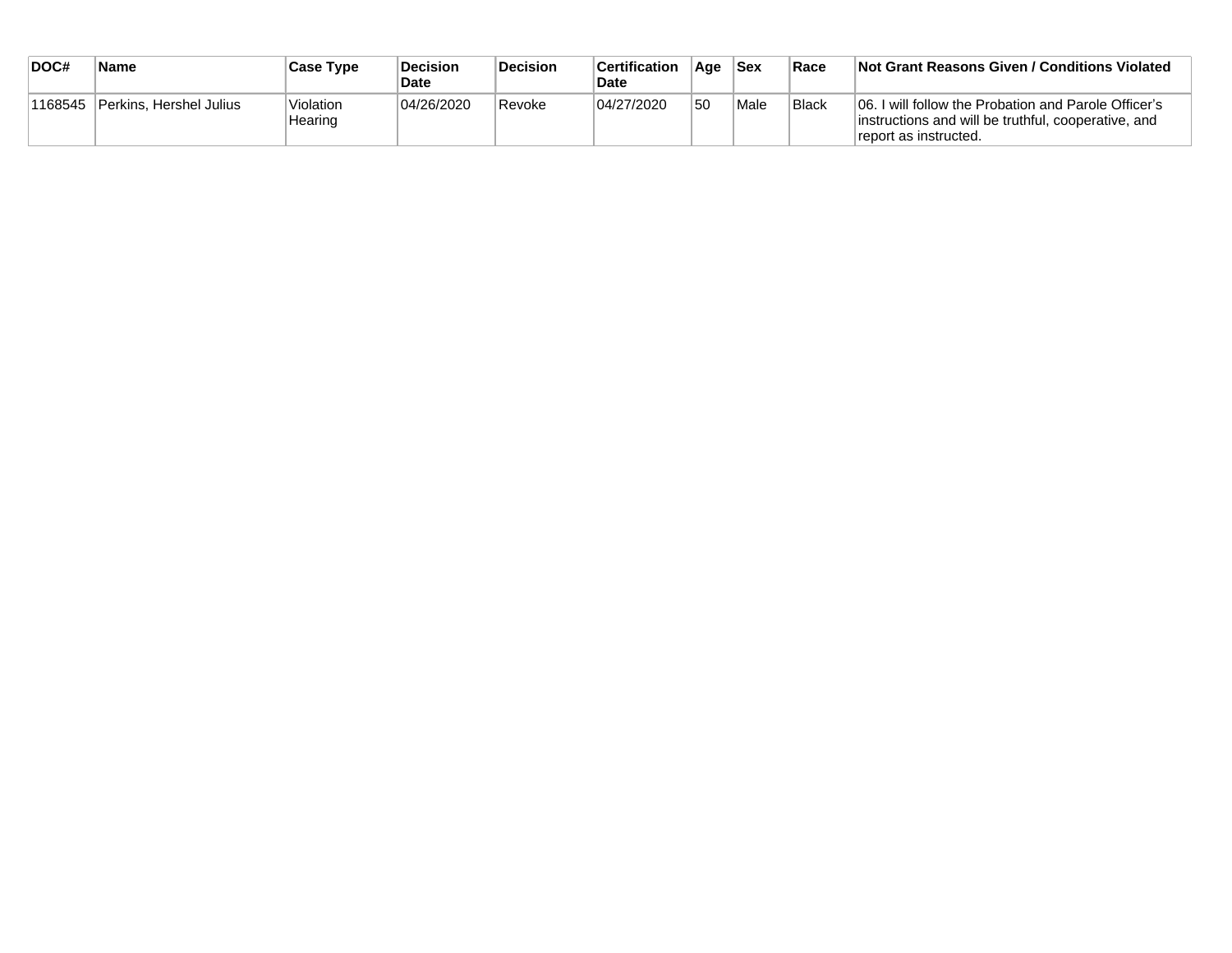| DOC# | Name | Case Type | Decision Date | Decision | Certification Date | Age | Sex | Race | Not Grant Reasons Given / Conditions Violated |
|---|---|---|---|---|---|---|---|---|---|
| 1168545 | Perkins, Hershel Julius | Violation Hearing | 04/26/2020 | Revoke | 04/27/2020 | 50 | Male | Black | 06. I will follow the Probation and Parole Officer's instructions and will be truthful, cooperative, and report as instructed. |